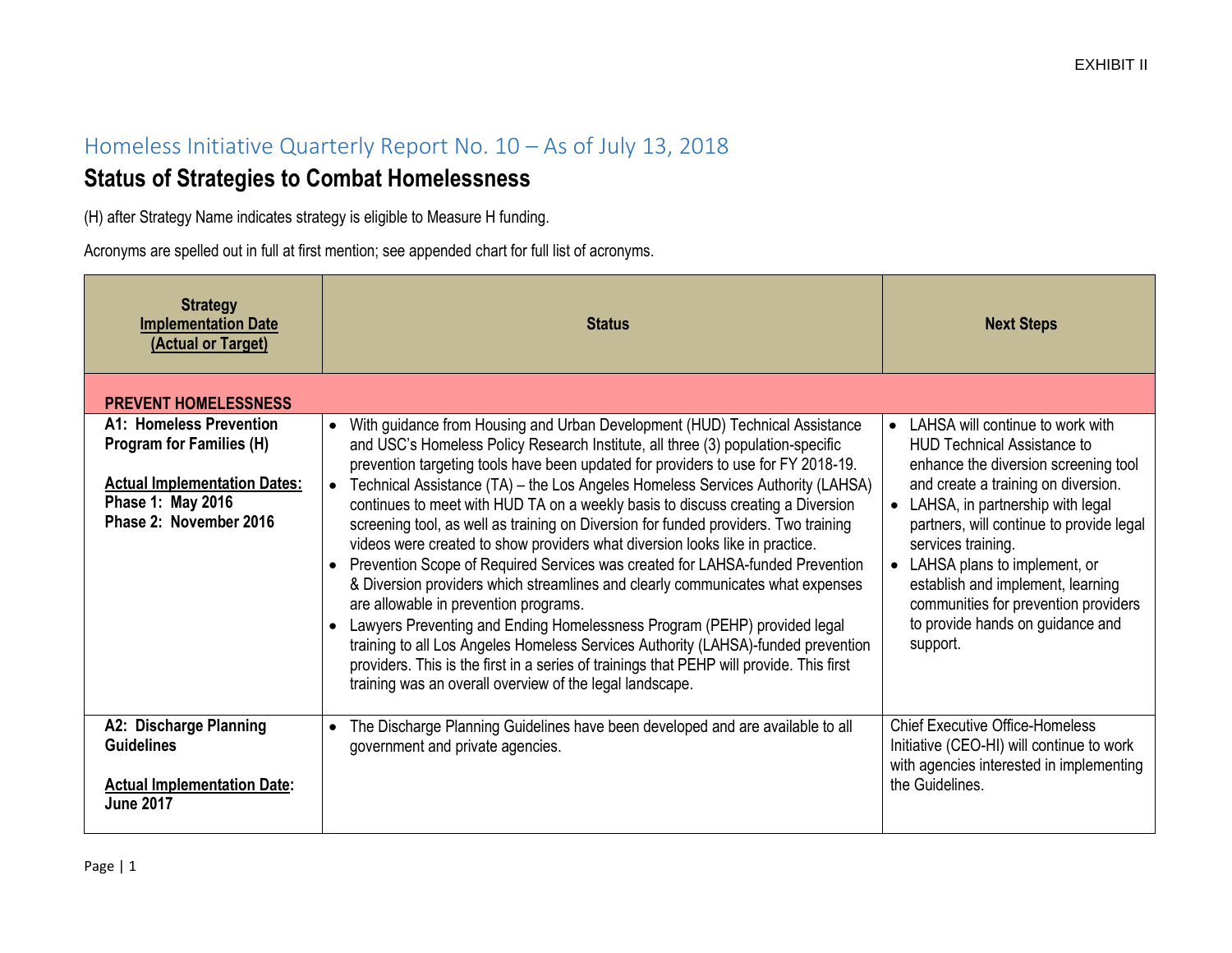EXHIBIT II

## Homeless Initiative Quarterly Report No. 10 – As of July 13, 2018

# Status of Strategies to Combat Homelessness

(H) after Strategy Name indicates strategy is eligible to Measure H funding.

Acronyms are spelled out in full at first mention; see appended chart for full list of acronyms.

| Strategy<br>Implementation Date<br>(Actual or Target) | Status | Next Steps |
|---|---|---|
| **PREVENT HOMELESSNESS** | | |
| **A1: Homeless Prevention Program for Families (H)**<br><br>**Actual Implementation Dates:**<br>**Phase 1: May 2016**<br>**Phase 2: November 2016** | • With guidance from Housing and Urban Development (HUD) Technical Assistance and USC's Homeless Policy Research Institute, all three (3) population-specific prevention targeting tools have been updated for providers to use for FY 2018-19.<br>• Technical Assistance (TA) – the Los Angeles Homeless Services Authority (LAHSA) continues to meet with HUD TA on a weekly basis to discuss creating a Diversion screening tool, as well as training on Diversion for funded providers. Two training videos were created to show providers what diversion looks like in practice.<br>• Prevention Scope of Required Services was created for LAHSA-funded Prevention & Diversion providers which streamlines and clearly communicates what expenses are allowable in prevention programs.<br>• Lawyers Preventing and Ending Homelessness Program (PEHP) provided legal training to all Los Angeles Homeless Services Authority (LAHSA)-funded prevention providers. This is the first in a series of trainings that PEHP will provide. This first training was an overall overview of the legal landscape. | • LAHSA will continue to work with HUD Technical Assistance to enhance the diversion screening tool and create a training on diversion.<br>• LAHSA, in partnership with legal partners, will continue to provide legal services training.<br>• LAHSA plans to implement, or establish and implement, learning communities for prevention providers to provide hands on guidance and support. |
| **A2: Discharge Planning Guidelines**<br><br>**Actual Implementation Date: June 2017** | • The Discharge Planning Guidelines have been developed and are available to all government and private agencies. | Chief Executive Office-Homeless Initiative (CEO-HI) will continue to work with agencies interested in implementing the Guidelines. |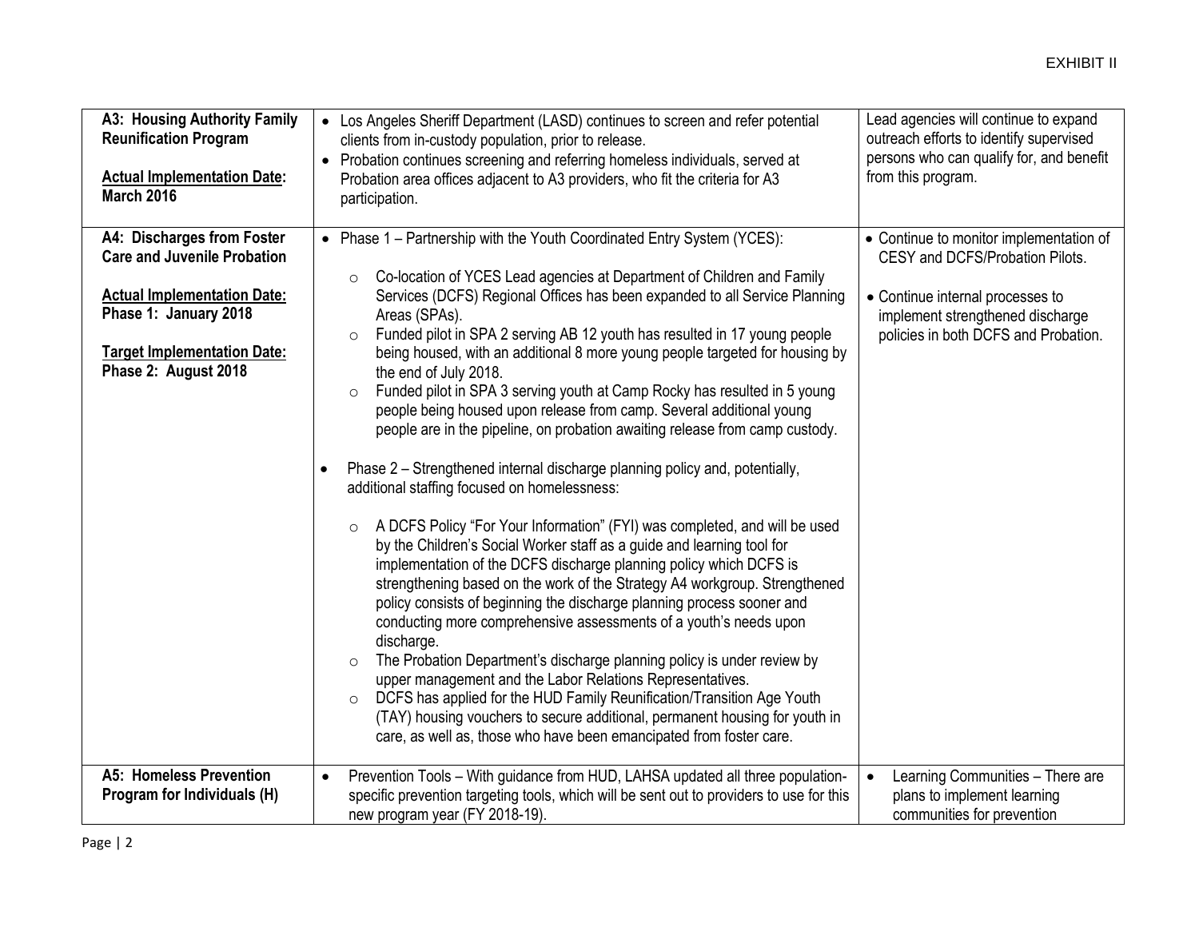| A3: Housing Authority Family Reunification Program<br><br>**Actual Implementation Date: March 2016** | • Los Angeles Sheriff Department (LASD) continues to screen and refer potential clients from in-custody population, prior to release.<br>• Probation continues screening and referring homeless individuals, served at Probation area offices adjacent to A3 providers, who fit the criteria for A3 participation. | Lead agencies will continue to expand outreach efforts to identify supervised persons who can qualify for, and benefit from this program. |
|---|---|---|
| **A4: Discharges from Foster Care and Juvenile Probation**<br><br>**Actual Implementation Date: Phase 1: January 2018**<br><br>**Target Implementation Date: Phase 2: August 2018** | • Phase 1 – Partnership with the Youth Coordinated Entry System (YCES):<br>  ○ Co-location of YCES Lead agencies at Department of Children and Family Services (DCFS) Regional Offices has been expanded to all Service Planning Areas (SPAs).<br>  ○ Funded pilot in SPA 2 serving AB 12 youth has resulted in 17 young people being housed, with an additional 8 more young people targeted for housing by the end of July 2018.<br>  ○ Funded pilot in SPA 3 serving youth at Camp Rocky has resulted in 5 young people being housed upon release from camp. Several additional young people are in the pipeline, on probation awaiting release from camp custody.<br><br>• Phase 2 – Strengthened internal discharge planning policy and, potentially, additional staffing focused on homelessness:<br>  ○ A DCFS Policy "For Your Information" (FYI) was completed, and will be used by the Children's Social Worker staff as a guide and learning tool for implementation of the DCFS discharge planning policy which DCFS is strengthening based on the work of the Strategy A4 workgroup. Strengthened policy consists of beginning the discharge planning process sooner and conducting more comprehensive assessments of a youth's needs upon discharge.<br>  ○ The Probation Department's discharge planning policy is under review by upper management and the Labor Relations Representatives.<br>  ○ DCFS has applied for the HUD Family Reunification/Transition Age Youth (TAY) housing vouchers to secure additional, permanent housing for youth in care, as well as, those who have been emancipated from foster care. | • Continue to monitor implementation of CESY and DCFS/Probation Pilots.<br><br>• Continue internal processes to implement strengthened discharge policies in both DCFS and Probation. |
| **A5: Homeless Prevention Program for Individuals (H)** | • Prevention Tools – With guidance from HUD, LAHSA updated all three population-specific prevention targeting tools, which will be sent out to providers to use for this new program year (FY 2018-19). | • Learning Communities – There are plans to implement learning communities for prevention |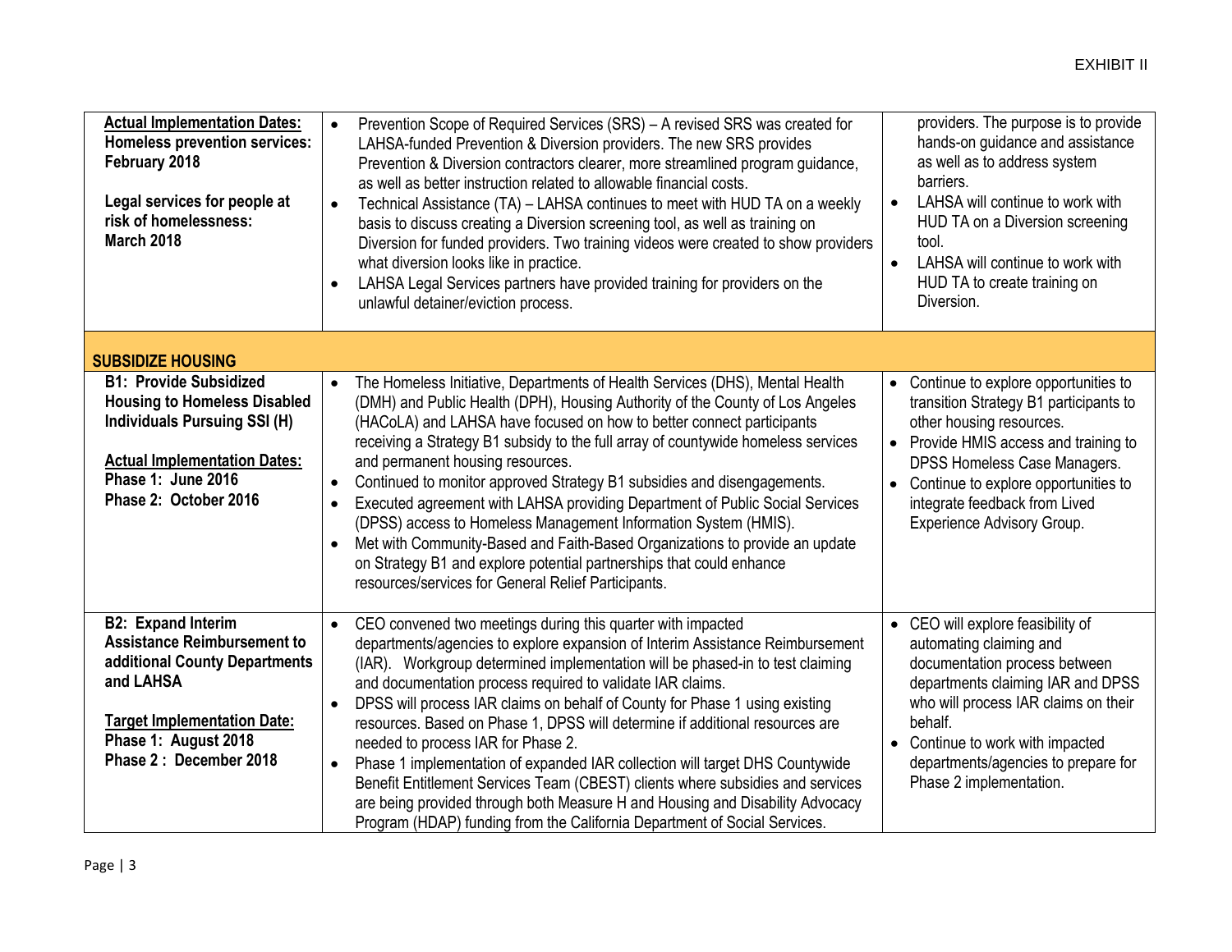| | | |
|---|---|---|
| **Actual Implementation Dates:** **Homeless prevention services: February 2018** <br><br> **Legal services for people at risk of homelessness: March 2018** | • Prevention Scope of Required Services (SRS) – A revised SRS was created for LAHSA-funded Prevention & Diversion providers. The new SRS provides Prevention & Diversion contractors clearer, more streamlined program guidance, as well as better instruction related to allowable financial costs. <br> • Technical Assistance (TA) – LAHSA continues to meet with HUD TA on a weekly basis to discuss creating a Diversion screening tool, as well as training on Diversion for funded providers. Two training videos were created to show providers what diversion looks like in practice. <br> • LAHSA Legal Services partners have provided training for providers on the unlawful detainer/eviction process. | providers. The purpose is to provide hands-on guidance and assistance as well as to address system barriers. <br> • LAHSA will continue to work with HUD TA on a Diversion screening tool. <br> • LAHSA will continue to work with HUD TA to create training on Diversion. |
| **SUBSIDIZE HOUSING** | | |
| **B1: Provide Subsidized Housing to Homeless Disabled Individuals Pursuing SSI (H)** <br><br> **Actual Implementation Dates:** **Phase 1: June 2016** **Phase 2: October 2016** | • The Homeless Initiative, Departments of Health Services (DHS), Mental Health (DMH) and Public Health (DPH), Housing Authority of the County of Los Angeles (HACoLA) and LAHSA have focused on how to better connect participants receiving a Strategy B1 subsidy to the full array of countywide homeless services and permanent housing resources. <br> • Continued to monitor approved Strategy B1 subsidies and disengagements. <br> • Executed agreement with LAHSA providing Department of Public Social Services (DPSS) access to Homeless Management Information System (HMIS). <br> • Met with Community-Based and Faith-Based Organizations to provide an update on Strategy B1 and explore potential partnerships that could enhance resources/services for General Relief Participants. | • Continue to explore opportunities to transition Strategy B1 participants to other housing resources. <br> • Provide HMIS access and training to DPSS Homeless Case Managers. <br> • Continue to explore opportunities to integrate feedback from Lived Experience Advisory Group. |
| **B2: Expand Interim Assistance Reimbursement to additional County Departments and LAHSA** <br><br> **Target Implementation Date:** **Phase 1: August 2018** **Phase 2 : December 2018** | • CEO convened two meetings during this quarter with impacted departments/agencies to explore expansion of Interim Assistance Reimbursement (IAR). Workgroup determined implementation will be phased-in to test claiming and documentation process required to validate IAR claims. <br> • DPSS will process IAR claims on behalf of County for Phase 1 using existing resources. Based on Phase 1, DPSS will determine if additional resources are needed to process IAR for Phase 2. <br> • Phase 1 implementation of expanded IAR collection will target DHS Countywide Benefit Entitlement Services Team (CBEST) clients where subsidies and services are being provided through both Measure H and Housing and Disability Advocacy Program (HDAP) funding from the California Department of Social Services. | • CEO will explore feasibility of automating claiming and documentation process between departments claiming IAR and DPSS who will process IAR claims on their behalf. <br> • Continue to work with impacted departments/agencies to prepare for Phase 2 implementation. |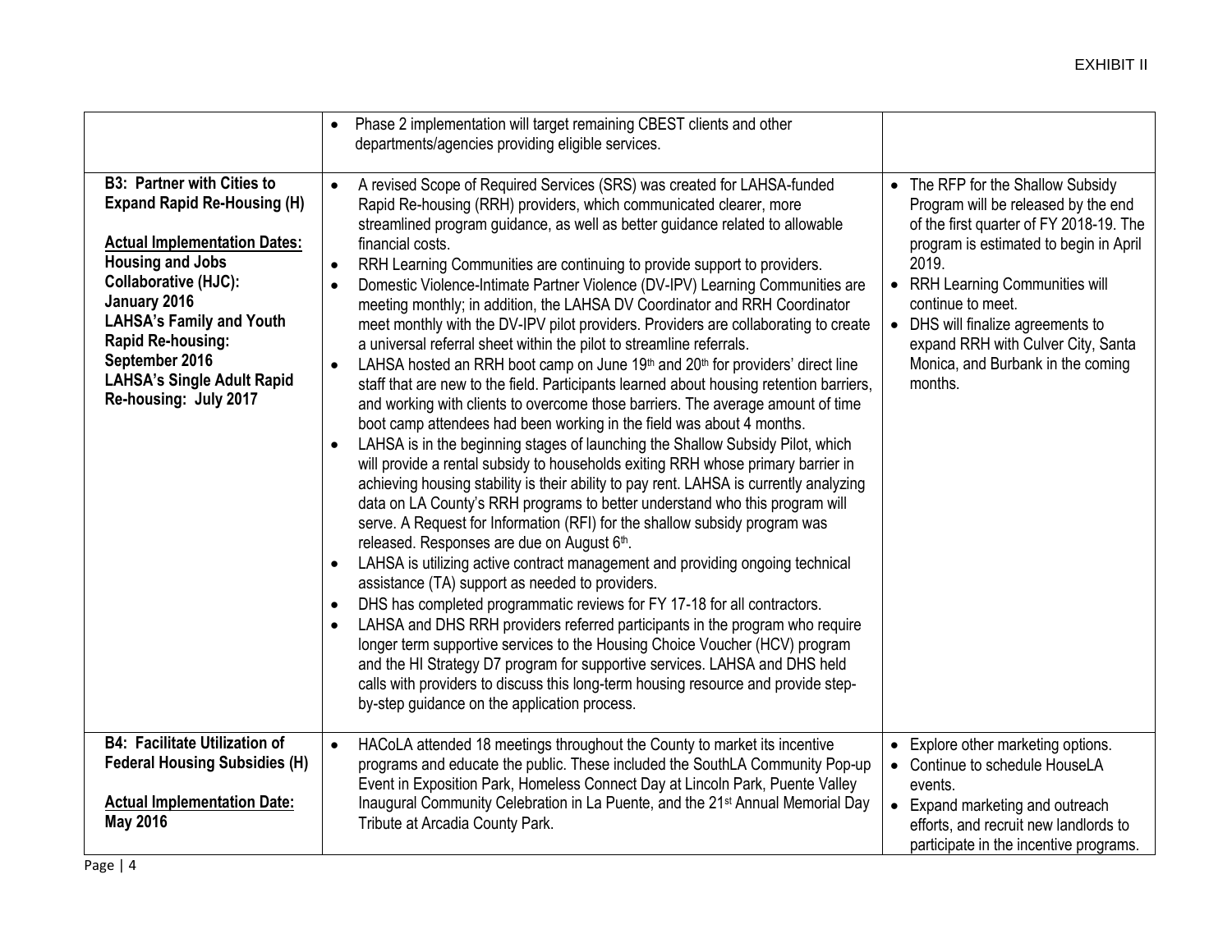EXHIBIT II

| | | |
|---|---|---|
| | • Phase 2 implementation will target remaining CBEST clients and other departments/agencies providing eligible services. | |
| **B3: Partner with Cities to Expand Rapid Re-Housing (H)**<br><br>**Actual Implementation Dates:**<br>**Housing and Jobs Collaborative (HJC): January 2016**<br>**LAHSA's Family and Youth Rapid Re-housing: September 2016**<br>**LAHSA's Single Adult Rapid Re-housing: July 2017** | • A revised Scope of Required Services (SRS) was created for LAHSA-funded Rapid Re-housing (RRH) providers, which communicated clearer, more streamlined program guidance, as well as better guidance related to allowable financial costs.<br>• RRH Learning Communities are continuing to provide support to providers.<br>• Domestic Violence-Intimate Partner Violence (DV-IPV) Learning Communities are meeting monthly; in addition, the LAHSA DV Coordinator and RRH Coordinator meet monthly with the DV-IPV pilot providers. Providers are collaborating to create a universal referral sheet within the pilot to streamline referrals.<br>• LAHSA hosted an RRH boot camp on June 19th and 20th for providers' direct line staff that are new to the field. Participants learned about housing retention barriers, and working with clients to overcome those barriers. The average amount of time boot camp attendees had been working in the field was about 4 months.<br>• LAHSA is in the beginning stages of launching the Shallow Subsidy Pilot, which will provide a rental subsidy to households exiting RRH whose primary barrier in achieving housing stability is their ability to pay rent. LAHSA is currently analyzing data on LA County's RRH programs to better understand who this program will serve. A Request for Information (RFI) for the shallow subsidy program was released. Responses are due on August 6th.<br>• LAHSA is utilizing active contract management and providing ongoing technical assistance (TA) support as needed to providers.<br>• DHS has completed programmatic reviews for FY 17-18 for all contractors.<br>• LAHSA and DHS RRH providers referred participants in the program who require longer term supportive services to the Housing Choice Voucher (HCV) program and the HI Strategy D7 program for supportive services. LAHSA and DHS held calls with providers to discuss this long-term housing resource and provide step-by-step guidance on the application process. | • The RFP for the Shallow Subsidy Program will be released by the end of the first quarter of FY 2018-19. The program is estimated to begin in April 2019.<br>• RRH Learning Communities will continue to meet.<br>• DHS will finalize agreements to expand RRH with Culver City, Santa Monica, and Burbank in the coming months. |
| **B4: Facilitate Utilization of Federal Housing Subsidies (H)**<br><br>**Actual Implementation Date: May 2016** | • HACoLA attended 18 meetings throughout the County to market its incentive programs and educate the public. These included the SouthLA Community Pop-up Event in Exposition Park, Homeless Connect Day at Lincoln Park, Puente Valley Inaugural Community Celebration in La Puente, and the 21st Annual Memorial Day Tribute at Arcadia County Park. | • Explore other marketing options.<br>• Continue to schedule HouseLA events.<br>• Expand marketing and outreach efforts, and recruit new landlords to participate in the incentive programs. |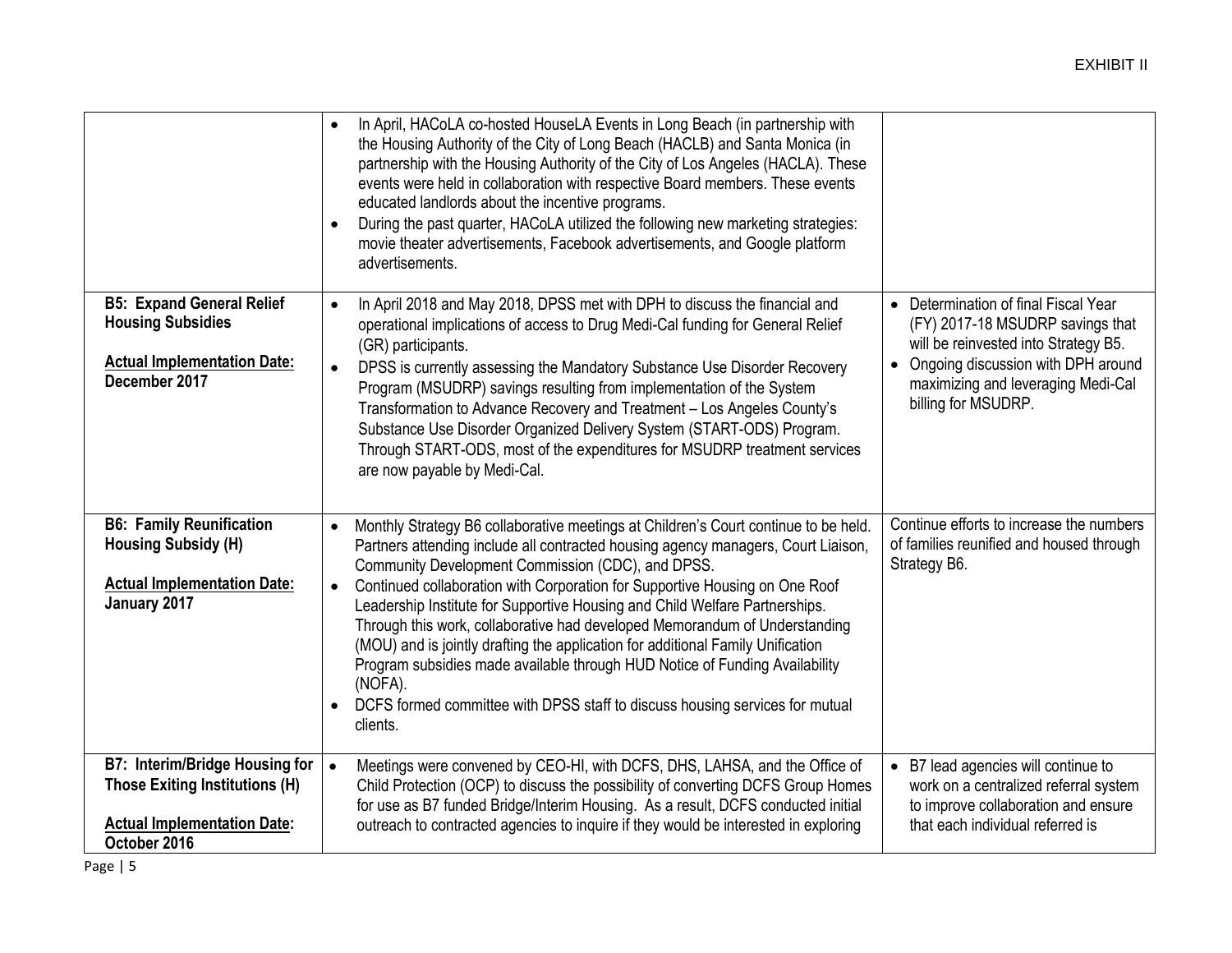| | | |
|---|---|---|
| | • In April, HACoLA co-hosted HouseLA Events in Long Beach (in partnership with the Housing Authority of the City of Long Beach (HACLB) and Santa Monica (in partnership with the Housing Authority of the City of Los Angeles (HACLA). These events were held in collaboration with respective Board members. These events educated landlords about the incentive programs.<br>• During the past quarter, HACoLA utilized the following new marketing strategies: movie theater advertisements, Facebook advertisements, and Google platform advertisements. | |
| **B5: Expand General Relief Housing Subsidies**<br><br>**Actual Implementation Date: December 2017** | • In April 2018 and May 2018, DPSS met with DPH to discuss the financial and operational implications of access to Drug Medi-Cal funding for General Relief (GR) participants.<br>• DPSS is currently assessing the Mandatory Substance Use Disorder Recovery Program (MSUDRP) savings resulting from implementation of the System Transformation to Advance Recovery and Treatment – Los Angeles County's Substance Use Disorder Organized Delivery System (START-ODS) Program. Through START-ODS, most of the expenditures for MSUDRP treatment services are now payable by Medi-Cal. | • Determination of final Fiscal Year (FY) 2017-18 MSUDRP savings that will be reinvested into Strategy B5.<br>• Ongoing discussion with DPH around maximizing and leveraging Medi-Cal billing for MSUDRP. |
| **B6: Family Reunification Housing Subsidy (H)**<br><br>**Actual Implementation Date: January 2017** | • Monthly Strategy B6 collaborative meetings at Children's Court continue to be held. Partners attending include all contracted housing agency managers, Court Liaison, Community Development Commission (CDC), and DPSS.<br>• Continued collaboration with Corporation for Supportive Housing on One Roof Leadership Institute for Supportive Housing and Child Welfare Partnerships. Through this work, collaborative had developed Memorandum of Understanding (MOU) and is jointly drafting the application for additional Family Unification Program subsidies made available through HUD Notice of Funding Availability (NOFA).<br>• DCFS formed committee with DPSS staff to discuss housing services for mutual clients. | Continue efforts to increase the numbers of families reunified and housed through Strategy B6. |
| **B7: Interim/Bridge Housing for Those Exiting Institutions (H)**<br><br>**Actual Implementation Date: October 2016** | • Meetings were convened by CEO-HI, with DCFS, DHS, LAHSA, and the Office of Child Protection (OCP) to discuss the possibility of converting DCFS Group Homes for use as B7 funded Bridge/Interim Housing. As a result, DCFS conducted initial outreach to contracted agencies to inquire if they would be interested in exploring | • B7 lead agencies will continue to work on a centralized referral system to improve collaboration and ensure that each individual referred is |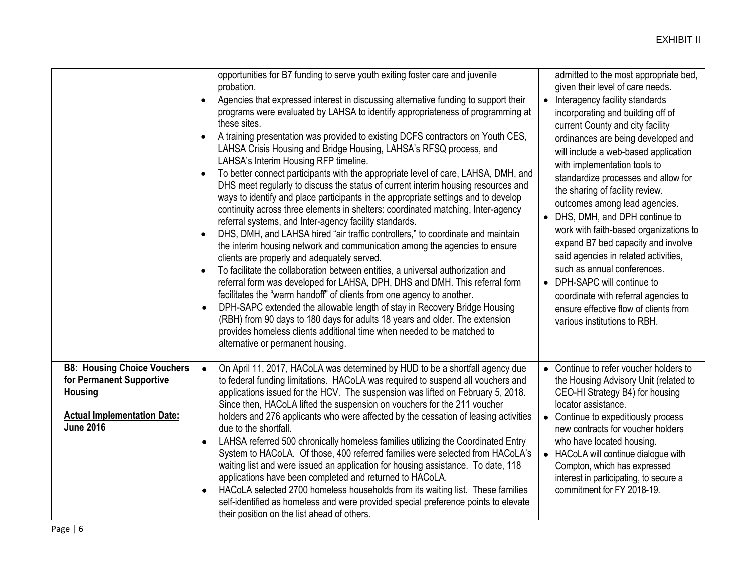| | | |
|---|---|---|
| | opportunities for B7 funding to serve youth exiting foster care and juvenile probation.<br>• Agencies that expressed interest in discussing alternative funding to support their programs were evaluated by LAHSA to identify appropriateness of programming at these sites.<br>• A training presentation was provided to existing DCFS contractors on Youth CES, LAHSA Crisis Housing and Bridge Housing, LAHSA's RFSQ process, and LAHSA's Interim Housing RFP timeline.<br>• To better connect participants with the appropriate level of care, LAHSA, DMH, and DHS meet regularly to discuss the status of current interim housing resources and ways to identify and place participants in the appropriate settings and to develop continuity across three elements in shelters: coordinated matching, Inter-agency referral systems, and Inter-agency facility standards.<br>• DHS, DMH, and LAHSA hired "air traffic controllers," to coordinate and maintain the interim housing network and communication among the agencies to ensure clients are properly and adequately served.<br>• To facilitate the collaboration between entities, a universal authorization and referral form was developed for LAHSA, DPH, DHS and DMH. This referral form facilitates the "warm handoff" of clients from one agency to another.<br>• DPH-SAPC extended the allowable length of stay in Recovery Bridge Housing (RBH) from 90 days to 180 days for adults 18 years and older. The extension provides homeless clients additional time when needed to be matched to alternative or permanent housing. | admitted to the most appropriate bed, given their level of care needs.<br>• Interagency facility standards incorporating and building off of current County and city facility ordinances are being developed and will include a web-based application with implementation tools to standardize processes and allow for the sharing of facility review. outcomes among lead agencies.<br>• DHS, DMH, and DPH continue to work with faith-based organizations to expand B7 bed capacity and involve said agencies in related activities, such as annual conferences.<br>• DPH-SAPC will continue to coordinate with referral agencies to ensure effective flow of clients from various institutions to RBH. |
| **B8: Housing Choice Vouchers for Permanent Supportive Housing**<br><br>**<u>Actual Implementation Date:</u> June 2016** | • On April 11, 2017, HACoLA was determined by HUD to be a shortfall agency due to federal funding limitations. HACoLA was required to suspend all vouchers and applications issued for the HCV. The suspension was lifted on February 5, 2018. Since then, HACoLA lifted the suspension on vouchers for the 211 voucher holders and 276 applicants who were affected by the cessation of leasing activities due to the shortfall.<br>• LAHSA referred 500 chronically homeless families utilizing the Coordinated Entry System to HACoLA. Of those, 400 referred families were selected from HACoLA's waiting list and were issued an application for housing assistance. To date, 118 applications have been completed and returned to HACoLA.<br>• HACoLA selected 2700 homeless households from its waiting list. These families self-identified as homeless and were provided special preference points to elevate their position on the list ahead of others. | • Continue to refer voucher holders to the Housing Advisory Unit (related to CEO-HI Strategy B4) for housing locator assistance.<br>• Continue to expeditiously process new contracts for voucher holders who have located housing.<br>• HACoLA will continue dialogue with Compton, which has expressed interest in participating, to secure a commitment for FY 2018-19. |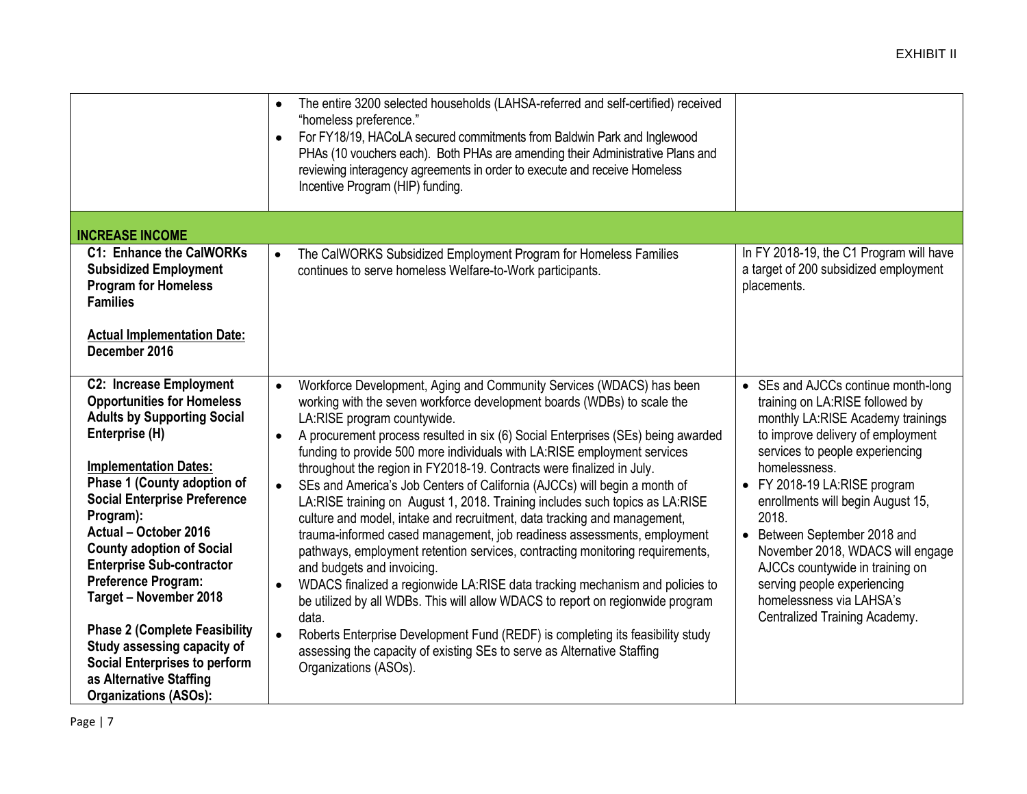EXHIBIT II

| | | |
|---|---|---|
| | • The entire 3200 selected households (LAHSA-referred and self-certified) received "homeless preference."<br>• For FY18/19, HACoLA secured commitments from Baldwin Park and Inglewood PHAs (10 vouchers each). Both PHAs are amending their Administrative Plans and reviewing interagency agreements in order to execute and receive Homeless Incentive Program (HIP) funding. | |
| **INCREASE INCOME** | | |
| **C1: Enhance the CalWORKs Subsidized Employment Program for Homeless Families**<br><br>**Actual Implementation Date:**<br>**December 2016** | • The CalWORKS Subsidized Employment Program for Homeless Families continues to serve homeless Welfare-to-Work participants. | In FY 2018-19, the C1 Program will have a target of 200 subsidized employment placements. |
| **C2: Increase Employment Opportunities for Homeless Adults by Supporting Social Enterprise (H)**<br><br>**Implementation Dates:**<br>**Phase 1 (County adoption of Social Enterprise Preference Program):**<br>**Actual – October 2016**<br>**County adoption of Social Enterprise Sub-contractor Preference Program:**<br>**Target – November 2018**<br><br>**Phase 2 (Complete Feasibility Study assessing capacity of Social Enterprises to perform as Alternative Staffing Organizations (ASOs):** | • Workforce Development, Aging and Community Services (WDACS) has been working with the seven workforce development boards (WDBs) to scale the LA:RISE program countywide.<br>• A procurement process resulted in six (6) Social Enterprises (SEs) being awarded funding to provide 500 more individuals with LA:RISE employment services throughout the region in FY2018-19. Contracts were finalized in July.<br>• SEs and America's Job Centers of California (AJCCs) will begin a month of LA:RISE training on August 1, 2018. Training includes such topics as LA:RISE culture and model, intake and recruitment, data tracking and management, trauma-informed cased management, job readiness assessments, employment pathways, employment retention services, contracting monitoring requirements, and budgets and invoicing.<br>• WDACS finalized a regionwide LA:RISE data tracking mechanism and policies to be utilized by all WDBs. This will allow WDACS to report on regionwide program data.<br>• Roberts Enterprise Development Fund (REDF) is completing its feasibility study assessing the capacity of existing SEs to serve as Alternative Staffing Organizations (ASOs). | • SEs and AJCCs continue month-long training on LA:RISE followed by monthly LA:RISE Academy trainings to improve delivery of employment services to people experiencing homelessness.<br>• FY 2018-19 LA:RISE program enrollments will begin August 15, 2018.<br>• Between September 2018 and November 2018, WDACS will engage AJCCs countywide in training on serving people experiencing homelessness via LAHSA's Centralized Training Academy. |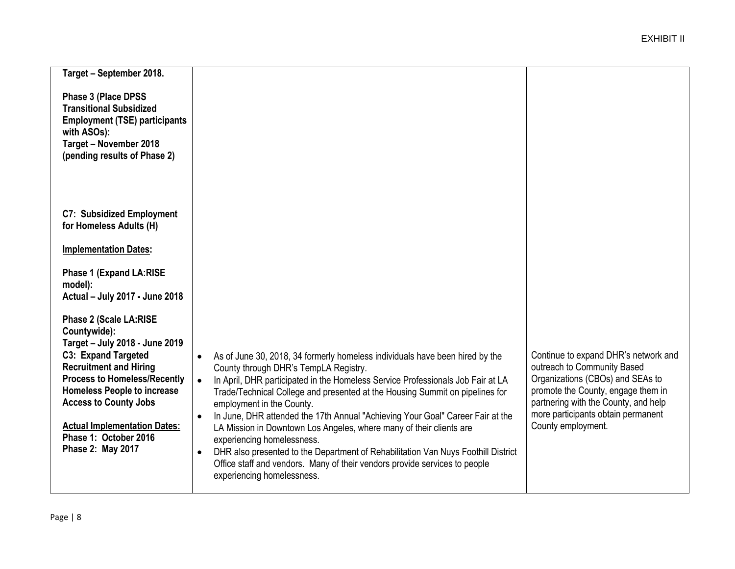| | | |
|---|---|---|
| **Target – September 2018.**<br><br>**Phase 3 (Place DPSS Transitional Subsidized Employment (TSE) participants with ASOs):**<br>**Target – November 2018 (pending results of Phase 2)**<br><br><br><br>**C7: Subsidized Employment for Homeless Adults (H)**<br><br>**<u>Implementation Dates</u>:**<br><br>**Phase 1 (Expand LA:RISE model):**<br>**Actual – July 2017 - June 2018**<br><br>**Phase 2 (Scale LA:RISE Countywide):**<br>**Target – July 2018 - June 2019** | | |
| **C3: Expand Targeted Recruitment and Hiring Process to Homeless/Recently Homeless People to increase Access to County Jobs**<br><br>**<u>Actual Implementation Dates:</u>**<br>**Phase 1: October 2016**<br>**Phase 2: May 2017** | • As of June 30, 2018, 34 formerly homeless individuals have been hired by the County through DHR's TempLA Registry.<br>• In April, DHR participated in the Homeless Service Professionals Job Fair at LA Trade/Technical College and presented at the Housing Summit on pipelines for employment in the County.<br>• In June, DHR attended the 17th Annual "Achieving Your Goal" Career Fair at the LA Mission in Downtown Los Angeles, where many of their clients are experiencing homelessness.<br>• DHR also presented to the Department of Rehabilitation Van Nuys Foothill District Office staff and vendors. Many of their vendors provide services to people experiencing homelessness. | Continue to expand DHR's network and outreach to Community Based Organizations (CBOs) and SEAs to promote the County, engage them in partnering with the County, and help more participants obtain permanent County employment. |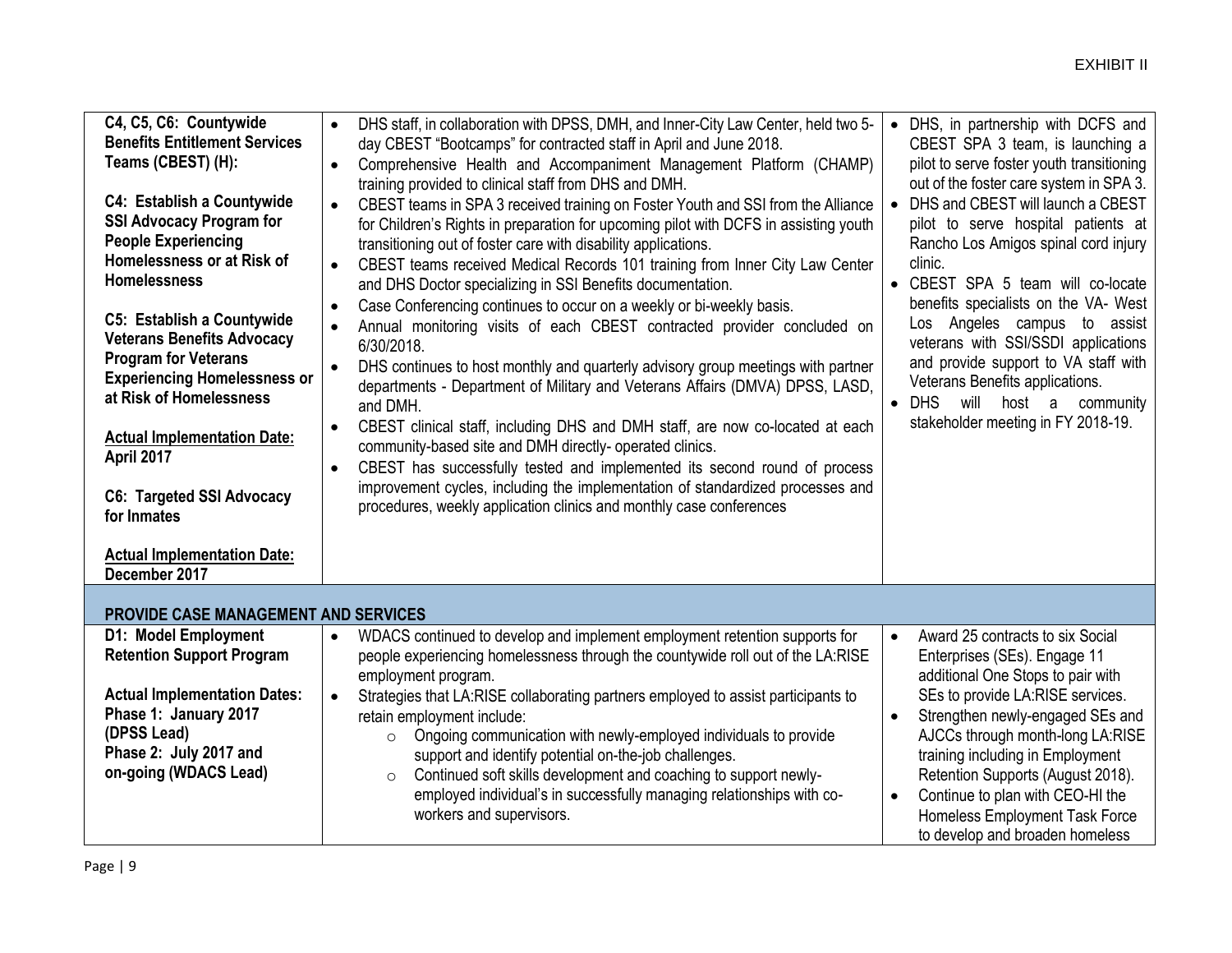| | | |
|---|---|---|
| **C4, C5, C6: Countywide Benefits Entitlement Services Teams (CBEST) (H):**<br><br>**C4: Establish a Countywide SSI Advocacy Program for People Experiencing Homelessness or at Risk of Homelessness**<br><br>**C5: Establish a Countywide Veterans Benefits Advocacy Program for Veterans Experiencing Homelessness or at Risk of Homelessness**<br><br>**<u>Actual Implementation Date:</u> April 2017**<br><br>**C6: Targeted SSI Advocacy for Inmates**<br><br>**<u>Actual Implementation Date:</u> December 2017** | • DHS staff, in collaboration with DPSS, DMH, and Inner-City Law Center, held two 5-day CBEST "Bootcamps" for contracted staff in April and June 2018.<br>• Comprehensive Health and Accompaniment Management Platform (CHAMP) training provided to clinical staff from DHS and DMH.<br>• CBEST teams in SPA 3 received training on Foster Youth and SSI from the Alliance for Children's Rights in preparation for upcoming pilot with DCFS in assisting youth transitioning out of foster care with disability applications.<br>• CBEST teams received Medical Records 101 training from Inner City Law Center and DHS Doctor specializing in SSI Benefits documentation.<br>• Case Conferencing continues to occur on a weekly or bi-weekly basis.<br>• Annual monitoring visits of each CBEST contracted provider concluded on 6/30/2018.<br>• DHS continues to host monthly and quarterly advisory group meetings with partner departments - Department of Military and Veterans Affairs (DMVA) DPSS, LASD, and DMH.<br>• CBEST clinical staff, including DHS and DMH staff, are now co-located at each community-based site and DMH directly- operated clinics.<br>• CBEST has successfully tested and implemented its second round of process improvement cycles, including the implementation of standardized processes and procedures, weekly application clinics and monthly case conferences | • DHS, in partnership with DCFS and CBEST SPA 3 team, is launching a pilot to serve foster youth transitioning out of the foster care system in SPA 3.<br>• DHS and CBEST will launch a CBEST pilot to serve hospital patients at Rancho Los Amigos spinal cord injury clinic.<br>• CBEST SPA 5 team will co-locate benefits specialists on the VA- West Los Angeles campus to assist veterans with SSI/SSDI applications and provide support to VA staff with Veterans Benefits applications.<br>• DHS will host a community stakeholder meeting in FY 2018-19. |
| **PROVIDE CASE MANAGEMENT AND SERVICES** | | |
| **D1: Model Employment Retention Support Program**<br><br>**Actual Implementation Dates:**<br>**Phase 1: January 2017 (DPSS Lead)**<br>**Phase 2: July 2017 and on-going (WDACS Lead)** | • WDACS continued to develop and implement employment retention supports for people experiencing homelessness through the countywide roll out of the LA:RISE employment program.<br>• Strategies that LA:RISE collaborating partners employed to assist participants to retain employment include:<br>&nbsp;&nbsp;○ Ongoing communication with newly-employed individuals to provide support and identify potential on-the-job challenges.<br>&nbsp;&nbsp;○ Continued soft skills development and coaching to support newly-employed individual's in successfully managing relationships with co-workers and supervisors. | • Award 25 contracts to six Social Enterprises (SEs). Engage 11 additional One Stops to pair with SEs to provide LA:RISE services.<br>• Strengthen newly-engaged SEs and AJCCs through month-long LA:RISE training including in Employment Retention Supports (August 2018).<br>• Continue to plan with CEO-HI the Homeless Employment Task Force to develop and broaden homeless |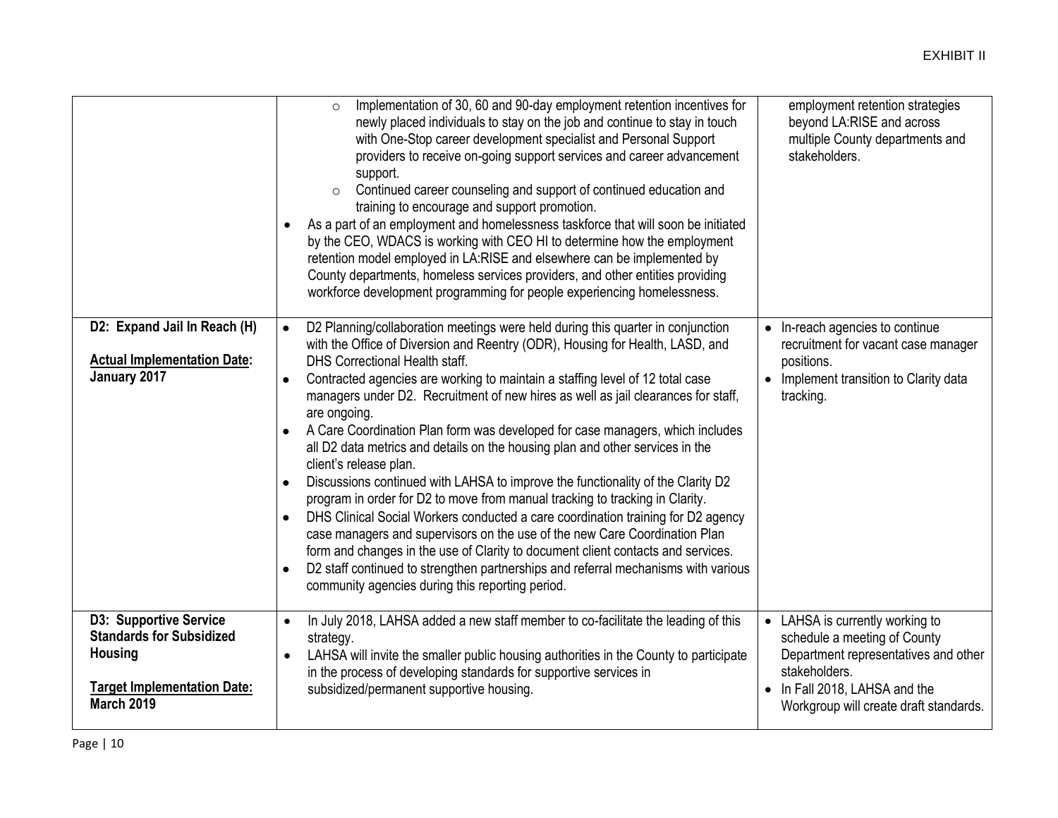| | | |
|---|---|---|
| | ○ Implementation of 30, 60 and 90-day employment retention incentives for newly placed individuals to stay on the job and continue to stay in touch with One-Stop career development specialist and Personal Support providers to receive on-going support services and career advancement support.<br>○ Continued career counseling and support of continued education and training to encourage and support promotion.<br>• As a part of an employment and homelessness taskforce that will soon be initiated by the CEO, WDACS is working with CEO HI to determine how the employment retention model employed in LA:RISE and elsewhere can be implemented by County departments, homeless services providers, and other entities providing workforce development programming for people experiencing homelessness. | employment retention strategies beyond LA:RISE and across multiple County departments and stakeholders. |
| **D2: Expand Jail In Reach (H)**<br><br>**<u>Actual Implementation Date</u>: January 2017** | • D2 Planning/collaboration meetings were held during this quarter in conjunction with the Office of Diversion and Reentry (ODR), Housing for Health, LASD, and DHS Correctional Health staff.<br>• Contracted agencies are working to maintain a staffing level of 12 total case managers under D2. Recruitment of new hires as well as jail clearances for staff, are ongoing.<br>• A Care Coordination Plan form was developed for case managers, which includes all D2 data metrics and details on the housing plan and other services in the client's release plan.<br>• Discussions continued with LAHSA to improve the functionality of the Clarity D2 program in order for D2 to move from manual tracking to tracking in Clarity.<br>• DHS Clinical Social Workers conducted a care coordination training for D2 agency case managers and supervisors on the use of the new Care Coordination Plan form and changes in the use of Clarity to document client contacts and services.<br>• D2 staff continued to strengthen partnerships and referral mechanisms with various community agencies during this reporting period. | • In-reach agencies to continue recruitment for vacant case manager positions.<br>• Implement transition to Clarity data tracking. |
| **D3: Supportive Service Standards for Subsidized Housing**<br><br>**<u>Target Implementation Date</u>: March 2019** | • In July 2018, LAHSA added a new staff member to co-facilitate the leading of this strategy.<br>• LAHSA will invite the smaller public housing authorities in the County to participate in the process of developing standards for supportive services in subsidized/permanent supportive housing. | • LAHSA is currently working to schedule a meeting of County Department representatives and other stakeholders.<br>• In Fall 2018, LAHSA and the Workgroup will create draft standards. |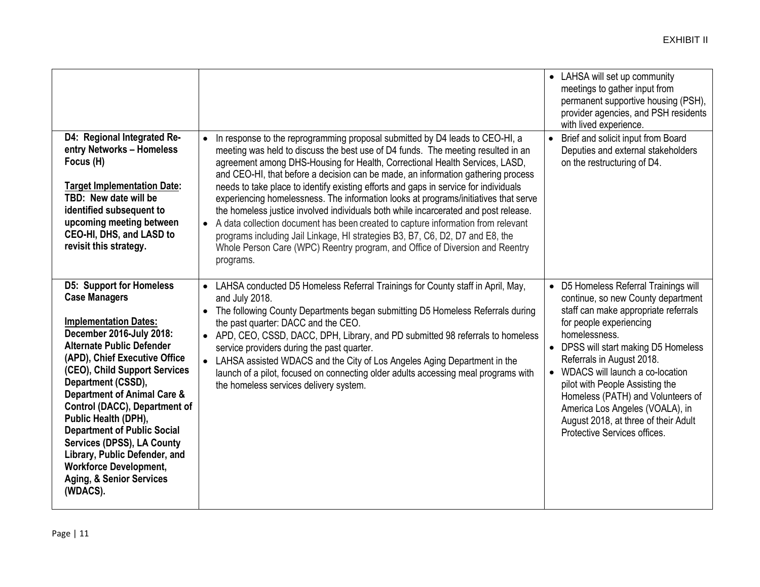EXHIBIT II

| | | |
|---|---|---|
| | | • LAHSA will set up community meetings to gather input from permanent supportive housing (PSH), provider agencies, and PSH residents with lived experience. |
| **D4: Regional Integrated Re-entry Networks – Homeless Focus (H)**<br><br>**<u>Target Implementation Date</u>: TBD: New date will be identified subsequent to upcoming meeting between CEO-HI, DHS, and LASD to revisit this strategy.** | • In response to the reprogramming proposal submitted by D4 leads to CEO-HI, a meeting was held to discuss the best use of D4 funds. The meeting resulted in an agreement among DHS-Housing for Health, Correctional Health Services, LASD, and CEO-HI, that before a decision can be made, an information gathering process needs to take place to identify existing efforts and gaps in service for individuals experiencing homelessness. The information looks at programs/initiatives that serve the homeless justice involved individuals both while incarcerated and post release.<br>• A data collection document has been created to capture information from relevant programs including Jail Linkage, HI strategies B3, B7, C6, D2, D7 and E8, the Whole Person Care (WPC) Reentry program, and Office of Diversion and Reentry programs. | • Brief and solicit input from Board Deputies and external stakeholders on the restructuring of D4. |
| **D5: Support for Homeless Case Managers**<br><br>**<u>Implementation Dates:</u> December 2016-July 2018: Alternate Public Defender (APD), Chief Executive Office (CEO), Child Support Services Department (CSSD), Department of Animal Care & Control (DACC), Department of Public Health (DPH), Department of Public Social Services (DPSS), LA County Library, Public Defender, and Workforce Development, Aging, & Senior Services (WDACS).** | • LAHSA conducted D5 Homeless Referral Trainings for County staff in April, May, and July 2018.<br>• The following County Departments began submitting D5 Homeless Referrals during the past quarter: DACC and the CEO.<br>• APD, CEO, CSSD, DACC, DPH, Library, and PD submitted 98 referrals to homeless service providers during the past quarter.<br>• LAHSA assisted WDACS and the City of Los Angeles Aging Department in the launch of a pilot, focused on connecting older adults accessing meal programs with the homeless services delivery system. | • D5 Homeless Referral Trainings will continue, so new County department staff can make appropriate referrals for people experiencing homelessness.<br>• DPSS will start making D5 Homeless Referrals in August 2018.<br>• WDACS will launch a co-location pilot with People Assisting the Homeless (PATH) and Volunteers of America Los Angeles (VOALA), in August 2018, at three of their Adult Protective Services offices. |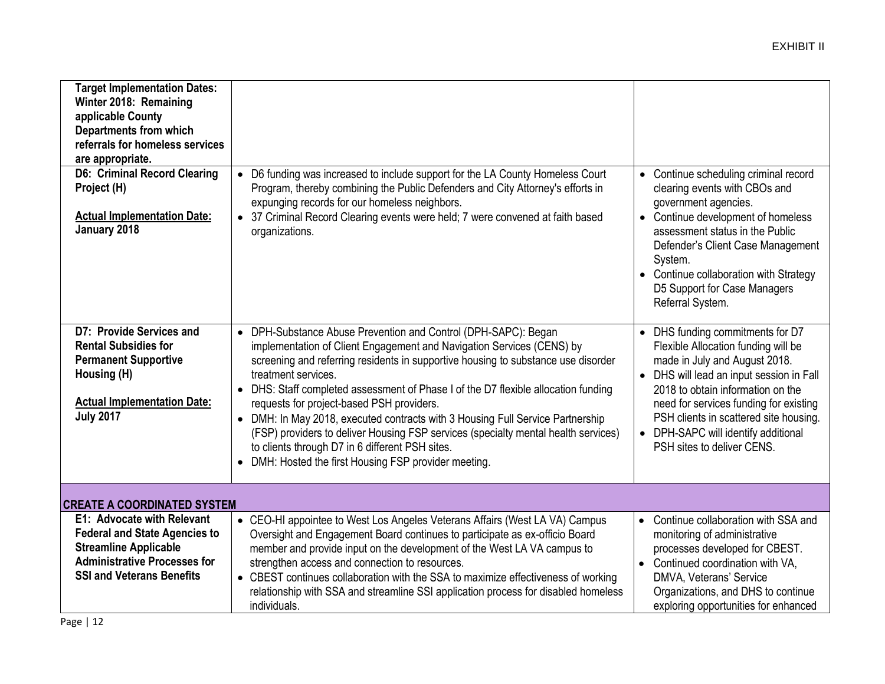| | | |
|---|---|---|
| **Target Implementation Dates: Winter 2018: Remaining applicable County Departments from which referrals for homeless services are appropriate.** | | |
| **D6: Criminal Record Clearing Project (H)**<br><br>**<u>Actual Implementation Date:</u> January 2018** | • D6 funding was increased to include support for the LA County Homeless Court Program, thereby combining the Public Defenders and City Attorney's efforts in expunging records for our homeless neighbors.<br>• 37 Criminal Record Clearing events were held; 7 were convened at faith based organizations. | • Continue scheduling criminal record clearing events with CBOs and government agencies.<br>• Continue development of homeless assessment status in the Public Defender's Client Case Management System.<br>• Continue collaboration with Strategy D5 Support for Case Managers Referral System. |
| **D7: Provide Services and Rental Subsidies for Permanent Supportive Housing (H)**<br><br>**<u>Actual Implementation Date:</u> July 2017** | • DPH-Substance Abuse Prevention and Control (DPH-SAPC): Began implementation of Client Engagement and Navigation Services (CENS) by screening and referring residents in supportive housing to substance use disorder treatment services.<br>• DHS: Staff completed assessment of Phase I of the D7 flexible allocation funding requests for project-based PSH providers.<br>• DMH: In May 2018, executed contracts with 3 Housing Full Service Partnership (FSP) providers to deliver Housing FSP services (specialty mental health services) to clients through D7 in 6 different PSH sites.<br>• DMH: Hosted the first Housing FSP provider meeting. | • DHS funding commitments for D7 Flexible Allocation funding will be made in July and August 2018.<br>• DHS will lead an input session in Fall 2018 to obtain information on the need for services funding for existing PSH clients in scattered site housing.<br>• DPH-SAPC will identify additional PSH sites to deliver CENS. |
| **CREATE A COORDINATED SYSTEM** | | |
| **E1: Advocate with Relevant Federal and State Agencies to Streamline Applicable Administrative Processes for SSI and Veterans Benefits** | • CEO-HI appointee to West Los Angeles Veterans Affairs (West LA VA) Campus Oversight and Engagement Board continues to participate as ex-officio Board member and provide input on the development of the West LA VA campus to strengthen access and connection to resources.<br>• CBEST continues collaboration with the SSA to maximize effectiveness of working relationship with SSA and streamline SSI application process for disabled homeless individuals. | • Continue collaboration with SSA and monitoring of administrative processes developed for CBEST.<br>• Continued coordination with VA, DMVA, Veterans' Service Organizations, and DHS to continue exploring opportunities for enhanced |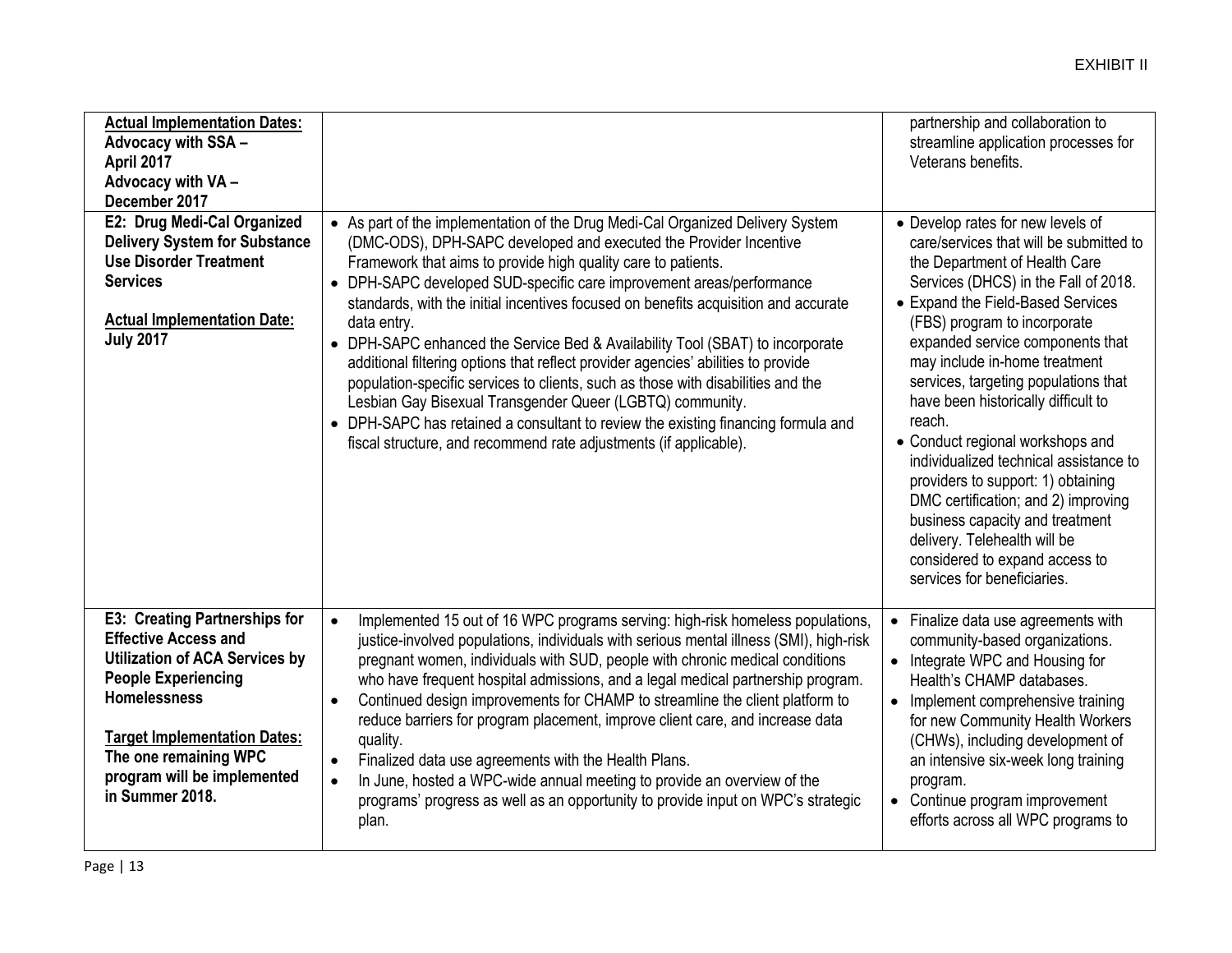EXHIBIT II

| | | |
|---|---|---|
| **Actual Implementation Dates:**<br>**Advocacy with SSA – April 2017**<br>**Advocacy with VA – December 2017** | | partnership and collaboration to streamline application processes for Veterans benefits. |
| **E2: Drug Medi-Cal Organized Delivery System for Substance Use Disorder Treatment Services**<br><br>**Actual Implementation Date: July 2017** | • As part of the implementation of the Drug Medi-Cal Organized Delivery System (DMC-ODS), DPH-SAPC developed and executed the Provider Incentive Framework that aims to provide high quality care to patients.<br>• DPH-SAPC developed SUD-specific care improvement areas/performance standards, with the initial incentives focused on benefits acquisition and accurate data entry.<br>• DPH-SAPC enhanced the Service Bed & Availability Tool (SBAT) to incorporate additional filtering options that reflect provider agencies' abilities to provide population-specific services to clients, such as those with disabilities and the Lesbian Gay Bisexual Transgender Queer (LGBTQ) community.<br>• DPH-SAPC has retained a consultant to review the existing financing formula and fiscal structure, and recommend rate adjustments (if applicable). | • Develop rates for new levels of care/services that will be submitted to the Department of Health Care Services (DHCS) in the Fall of 2018.<br>• Expand the Field-Based Services (FBS) program to incorporate expanded service components that may include in-home treatment services, targeting populations that have been historically difficult to reach.<br>• Conduct regional workshops and individualized technical assistance to providers to support: 1) obtaining DMC certification; and 2) improving business capacity and treatment delivery. Telehealth will be considered to expand access to services for beneficiaries. |
| **E3: Creating Partnerships for Effective Access and Utilization of ACA Services by People Experiencing Homelessness**<br><br>**Target Implementation Dates: The one remaining WPC program will be implemented in Summer 2018.** | • Implemented 15 out of 16 WPC programs serving: high-risk homeless populations, justice-involved populations, individuals with serious mental illness (SMI), high-risk pregnant women, individuals with SUD, people with chronic medical conditions who have frequent hospital admissions, and a legal medical partnership program.<br>• Continued design improvements for CHAMP to streamline the client platform to reduce barriers for program placement, improve client care, and increase data quality.<br>• Finalized data use agreements with the Health Plans.<br>• In June, hosted a WPC-wide annual meeting to provide an overview of the programs' progress as well as an opportunity to provide input on WPC's strategic plan. | • Finalize data use agreements with community-based organizations.<br>• Integrate WPC and Housing for Health's CHAMP databases.<br>• Implement comprehensive training for new Community Health Workers (CHWs), including development of an intensive six-week long training program.<br>• Continue program improvement efforts across all WPC programs to |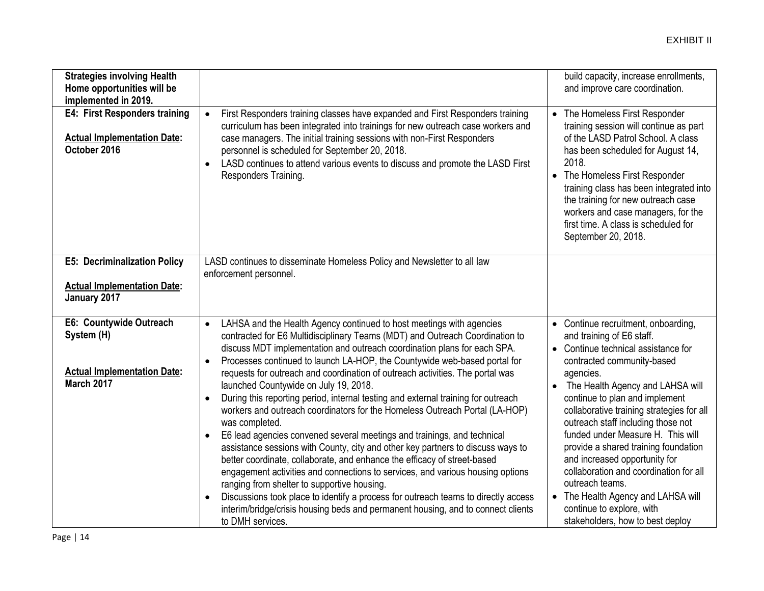| | | |
|---|---|---|
| **Strategies involving Health Home opportunities will be implemented in 2019.** | | build capacity, increase enrollments, and improve care coordination. |
| **E4: First Responders training**<br><br>**Actual Implementation Date: October 2016** | • First Responders training classes have expanded and First Responders training curriculum has been integrated into trainings for new outreach case workers and case managers. The initial training sessions with non-First Responders personnel is scheduled for September 20, 2018.<br>• LASD continues to attend various events to discuss and promote the LASD First Responders Training. | • The Homeless First Responder training session will continue as part of the LASD Patrol School. A class has been scheduled for August 14, 2018.<br>• The Homeless First Responder training class has been integrated into the training for new outreach case workers and case managers, for the first time. A class is scheduled for September 20, 2018. |
| **E5: Decriminalization Policy**<br><br>**Actual Implementation Date: January 2017** | LASD continues to disseminate Homeless Policy and Newsletter to all law enforcement personnel. | |
| **E6: Countywide Outreach System (H)**<br><br>**Actual Implementation Date: March 2017** | • LAHSA and the Health Agency continued to host meetings with agencies contracted for E6 Multidisciplinary Teams (MDT) and Outreach Coordination to discuss MDT implementation and outreach coordination plans for each SPA.<br>• Processes continued to launch LA-HOP, the Countywide web-based portal for requests for outreach and coordination of outreach activities. The portal was launched Countywide on July 19, 2018.<br>• During this reporting period, internal testing and external training for outreach workers and outreach coordinators for the Homeless Outreach Portal (LA-HOP) was completed.<br>• E6 lead agencies convened several meetings and trainings, and technical assistance sessions with County, city and other key partners to discuss ways to better coordinate, collaborate, and enhance the efficacy of street-based engagement activities and connections to services, and various housing options ranging from shelter to supportive housing.<br>• Discussions took place to identify a process for outreach teams to directly access interim/bridge/crisis housing beds and permanent housing, and to connect clients to DMH services. | • Continue recruitment, onboarding, and training of E6 staff.<br>• Continue technical assistance for contracted community-based agencies.<br>• The Health Agency and LAHSA will continue to plan and implement collaborative training strategies for all outreach staff including those not funded under Measure H. This will provide a shared training foundation and increased opportunity for collaboration and coordination for all outreach teams.<br>• The Health Agency and LAHSA will continue to explore, with stakeholders, how to best deploy |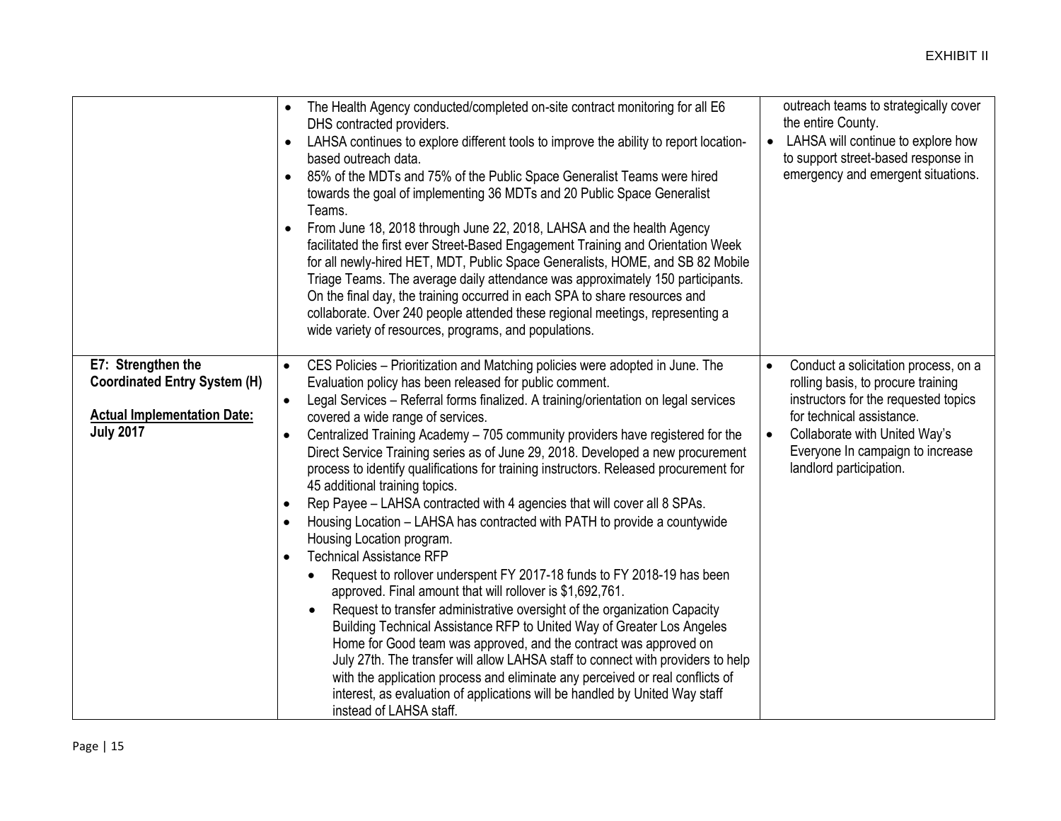| | | |
|---|---|---|
| | • The Health Agency conducted/completed on-site contract monitoring for all E6 DHS contracted providers.<br>• LAHSA continues to explore different tools to improve the ability to report location-based outreach data.<br>• 85% of the MDTs and 75% of the Public Space Generalist Teams were hired towards the goal of implementing 36 MDTs and 20 Public Space Generalist Teams.<br>• From June 18, 2018 through June 22, 2018, LAHSA and the health Agency facilitated the first ever Street-Based Engagement Training and Orientation Week for all newly-hired HET, MDT, Public Space Generalists, HOME, and SB 82 Mobile Triage Teams. The average daily attendance was approximately 150 participants. On the final day, the training occurred in each SPA to share resources and collaborate. Over 240 people attended these regional meetings, representing a wide variety of resources, programs, and populations. | outreach teams to strategically cover the entire County.<br>• LAHSA will continue to explore how to support street-based response in emergency and emergent situations. |
| **E7: Strengthen the Coordinated Entry System (H)**<br><br>**Actual Implementation Date: July 2017** | • CES Policies – Prioritization and Matching policies were adopted in June. The Evaluation policy has been released for public comment.<br>• Legal Services – Referral forms finalized. A training/orientation on legal services covered a wide range of services.<br>• Centralized Training Academy – 705 community providers have registered for the Direct Service Training series as of June 29, 2018. Developed a new procurement process to identify qualifications for training instructors. Released procurement for 45 additional training topics.<br>• Rep Payee – LAHSA contracted with 4 agencies that will cover all 8 SPAs.<br>• Housing Location – LAHSA has contracted with PATH to provide a countywide Housing Location program.<br>• Technical Assistance RFP<br>&nbsp;&nbsp;&nbsp;&nbsp;• Request to rollover underspent FY 2017-18 funds to FY 2018-19 has been approved. Final amount that will rollover is $1,692,761.<br>&nbsp;&nbsp;&nbsp;&nbsp;• Request to transfer administrative oversight of the organization Capacity Building Technical Assistance RFP to United Way of Greater Los Angeles Home for Good team was approved, and the contract was approved on July 27th. The transfer will allow LAHSA staff to connect with providers to help with the application process and eliminate any perceived or real conflicts of interest, as evaluation of applications will be handled by United Way staff instead of LAHSA staff. | • Conduct a solicitation process, on a rolling basis, to procure training instructors for the requested topics for technical assistance.<br>• Collaborate with United Way's Everyone In campaign to increase landlord participation. |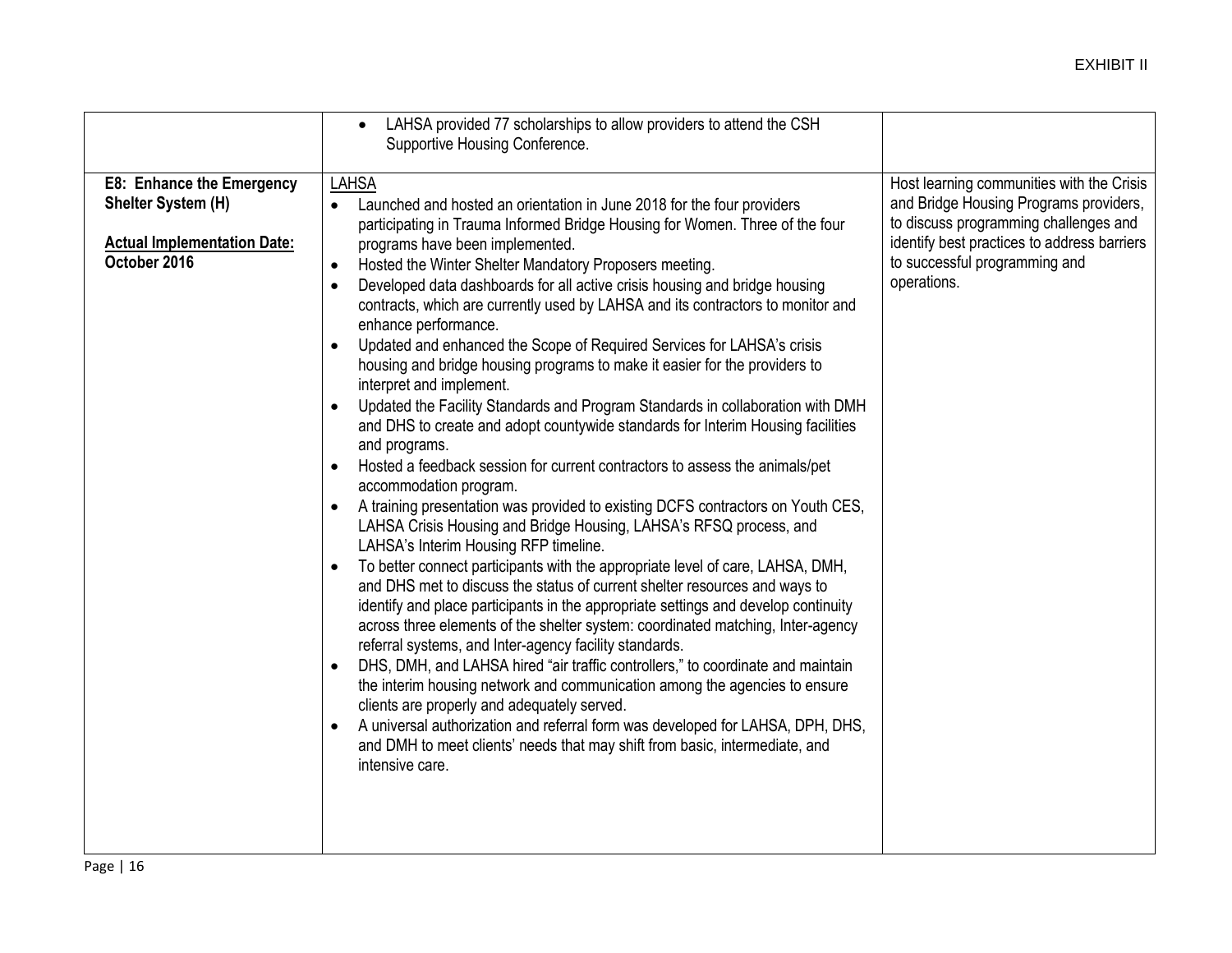| | | |
|---|---|---|
| | • LAHSA provided 77 scholarships to allow providers to attend the CSH Supportive Housing Conference. | |
| **E8: Enhance the Emergency Shelter System (H)**<br><br>**<u>Actual Implementation Date:</u>**<br>**October 2016** | <u>LAHSA</u><br>• Launched and hosted an orientation in June 2018 for the four providers participating in Trauma Informed Bridge Housing for Women. Three of the four programs have been implemented.<br>• Hosted the Winter Shelter Mandatory Proposers meeting.<br>• Developed data dashboards for all active crisis housing and bridge housing contracts, which are currently used by LAHSA and its contractors to monitor and enhance performance.<br>• Updated and enhanced the Scope of Required Services for LAHSA's crisis housing and bridge housing programs to make it easier for the providers to interpret and implement.<br>• Updated the Facility Standards and Program Standards in collaboration with DMH and DHS to create and adopt countywide standards for Interim Housing facilities and programs.<br>• Hosted a feedback session for current contractors to assess the animals/pet accommodation program.<br>• A training presentation was provided to existing DCFS contractors on Youth CES, LAHSA Crisis Housing and Bridge Housing, LAHSA's RFSQ process, and LAHSA's Interim Housing RFP timeline.<br>• To better connect participants with the appropriate level of care, LAHSA, DMH, and DHS met to discuss the status of current shelter resources and ways to identify and place participants in the appropriate settings and develop continuity across three elements of the shelter system: coordinated matching, Inter-agency referral systems, and Inter-agency facility standards.<br>• DHS, DMH, and LAHSA hired "air traffic controllers," to coordinate and maintain the interim housing network and communication among the agencies to ensure clients are properly and adequately served.<br>• A universal authorization and referral form was developed for LAHSA, DPH, DHS, and DMH to meet clients' needs that may shift from basic, intermediate, and intensive care. | Host learning communities with the Crisis and Bridge Housing Programs providers, to discuss programming challenges and identify best practices to address barriers to successful programming and operations. |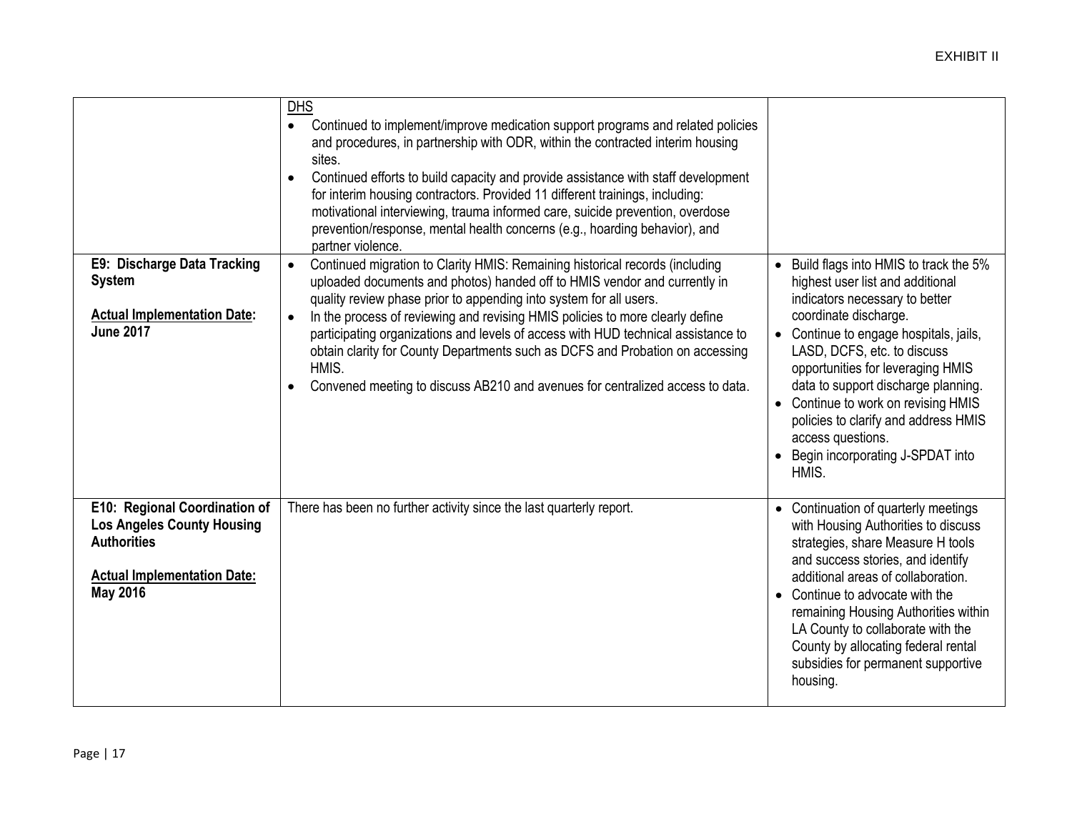| | | |
|---|---|---|
| | <u>DHS</u><br>• Continued to implement/improve medication support programs and related policies and procedures, in partnership with ODR, within the contracted interim housing sites.<br>• Continued efforts to build capacity and provide assistance with staff development for interim housing contractors. Provided 11 different trainings, including: motivational interviewing, trauma informed care, suicide prevention, overdose prevention/response, mental health concerns (e.g., hoarding behavior), and partner violence. | |
| **E9: Discharge Data Tracking System**<br><br>**<u>Actual Implementation Date</u>: June 2017** | • Continued migration to Clarity HMIS: Remaining historical records (including uploaded documents and photos) handed off to HMIS vendor and currently in quality review phase prior to appending into system for all users.<br>• In the process of reviewing and revising HMIS policies to more clearly define participating organizations and levels of access with HUD technical assistance to obtain clarity for County Departments such as DCFS and Probation on accessing HMIS.<br>• Convened meeting to discuss AB210 and avenues for centralized access to data. | • Build flags into HMIS to track the 5% highest user list and additional indicators necessary to better coordinate discharge.<br>• Continue to engage hospitals, jails, LASD, DCFS, etc. to discuss opportunities for leveraging HMIS data to support discharge planning.<br>• Continue to work on revising HMIS policies to clarify and address HMIS access questions.<br>• Begin incorporating J-SPDAT into HMIS. |
| **E10: Regional Coordination of Los Angeles County Housing Authorities**<br><br>**<u>Actual Implementation Date:</u> May 2016** | There has been no further activity since the last quarterly report. | • Continuation of quarterly meetings with Housing Authorities to discuss strategies, share Measure H tools and success stories, and identify additional areas of collaboration.<br>• Continue to advocate with the remaining Housing Authorities within LA County to collaborate with the County by allocating federal rental subsidies for permanent supportive housing. |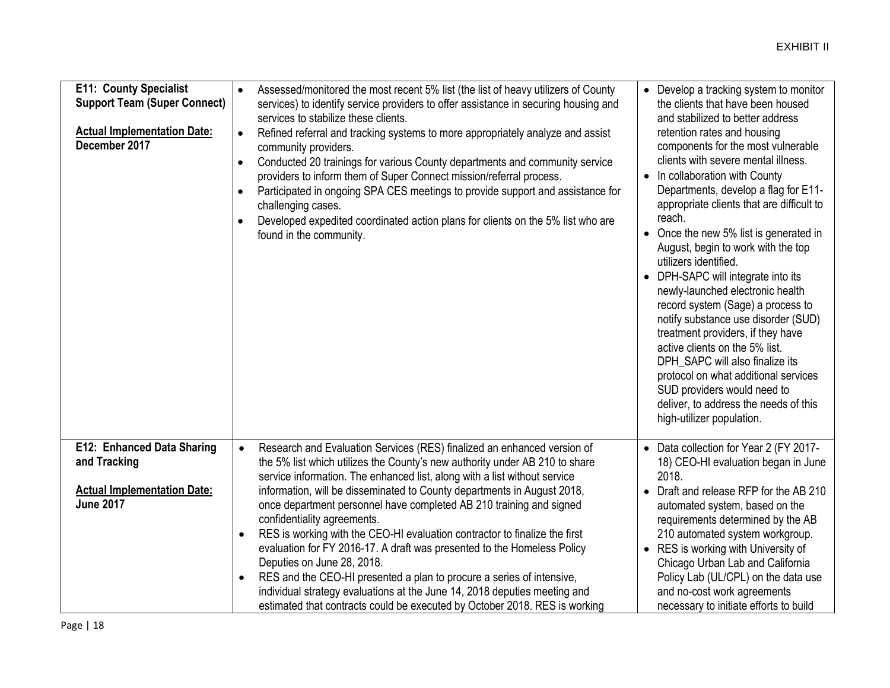| E11: County Specialist Support Team (Super Connect)<br><br>**Actual Implementation Date: December 2017** | • Assessed/monitored the most recent 5% list (the list of heavy utilizers of County services) to identify service providers to offer assistance in securing housing and services to stabilize these clients.<br>• Refined referral and tracking systems to more appropriately analyze and assist community providers.<br>• Conducted 20 trainings for various County departments and community service providers to inform them of Super Connect mission/referral process.<br>• Participated in ongoing SPA CES meetings to provide support and assistance for challenging cases.<br>• Developed expedited coordinated action plans for clients on the 5% list who are found in the community. | • Develop a tracking system to monitor the clients that have been housed and stabilized to better address retention rates and housing components for the most vulnerable clients with severe mental illness.<br>• In collaboration with County Departments, develop a flag for E11-appropriate clients that are difficult to reach.<br>• Once the new 5% list is generated in August, begin to work with the top utilizers identified.<br>• DPH-SAPC will integrate into its newly-launched electronic health record system (Sage) a process to notify substance use disorder (SUD) treatment providers, if they have active clients on the 5% list. DPH_SAPC will also finalize its protocol on what additional services SUD providers would need to deliver, to address the needs of this high-utilizer population. |
|---|---|---|
| **E12: Enhanced Data Sharing and Tracking**<br><br>**Actual Implementation Date: June 2017** | • Research and Evaluation Services (RES) finalized an enhanced version of the 5% list which utilizes the County's new authority under AB 210 to share service information. The enhanced list, along with a list without service information, will be disseminated to County departments in August 2018, once department personnel have completed AB 210 training and signed confidentiality agreements.<br>• RES is working with the CEO-HI evaluation contractor to finalize the first evaluation for FY 2016-17. A draft was presented to the Homeless Policy Deputies on June 28, 2018.<br>• RES and the CEO-HI presented a plan to procure a series of intensive, individual strategy evaluations at the June 14, 2018 deputies meeting and estimated that contracts could be executed by October 2018. RES is working | • Data collection for Year 2 (FY 2017-18) CEO-HI evaluation began in June 2018.<br>• Draft and release RFP for the AB 210 automated system, based on the requirements determined by the AB 210 automated system workgroup.<br>• RES is working with University of Chicago Urban Lab and California Policy Lab (UL/CPL) on the data use and no-cost work agreements necessary to initiate efforts to build |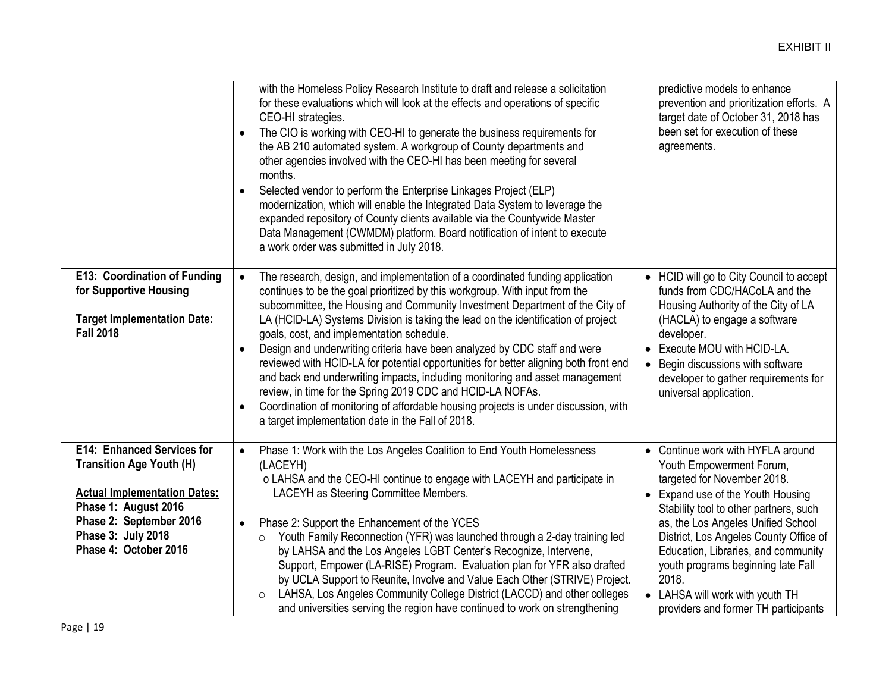| | | |
|---|---|---|
| | with the Homeless Policy Research Institute to draft and release a solicitation for these evaluations which will look at the effects and operations of specific CEO-HI strategies.<br>• The CIO is working with CEO-HI to generate the business requirements for the AB 210 automated system. A workgroup of County departments and other agencies involved with the CEO-HI has been meeting for several months.<br>• Selected vendor to perform the Enterprise Linkages Project (ELP) modernization, which will enable the Integrated Data System to leverage the expanded repository of County clients available via the Countywide Master Data Management (CWMDM) platform. Board notification of intent to execute a work order was submitted in July 2018. | predictive models to enhance prevention and prioritization efforts. A target date of October 31, 2018 has been set for execution of these agreements. |
| **E13: Coordination of Funding for Supportive Housing**<br><br>**<u>Target Implementation Date:</u> Fall 2018** | • The research, design, and implementation of a coordinated funding application continues to be the goal prioritized by this workgroup. With input from the subcommittee, the Housing and Community Investment Department of the City of LA (HCID-LA) Systems Division is taking the lead on the identification of project goals, cost, and implementation schedule.<br>• Design and underwriting criteria have been analyzed by CDC staff and were reviewed with HCID-LA for potential opportunities for better aligning both front end and back end underwriting impacts, including monitoring and asset management review, in time for the Spring 2019 CDC and HCID-LA NOFAs.<br>• Coordination of monitoring of affordable housing projects is under discussion, with a target implementation date in the Fall of 2018. | • HCID will go to City Council to accept funds from CDC/HACoLA and the Housing Authority of the City of LA (HACLA) to engage a software developer.<br>• Execute MOU with HCID-LA.<br>• Begin discussions with software developer to gather requirements for universal application. |
| **E14: Enhanced Services for Transition Age Youth (H)**<br><br>**<u>Actual Implementation Dates:</u>**<br>**Phase 1: August 2016**<br>**Phase 2: September 2016**<br>**Phase 3: July 2018**<br>**Phase 4: October 2016** | • Phase 1: Work with the Los Angeles Coalition to End Youth Homelessness (LACEYH)<br>o LAHSA and the CEO-HI continue to engage with LACEYH and participate in LACEYH as Steering Committee Members.<br><br>• Phase 2: Support the Enhancement of the YCES<br>o Youth Family Reconnection (YFR) was launched through a 2-day training led by LAHSA and the Los Angeles LGBT Center's Recognize, Intervene, Support, Empower (LA-RISE) Program. Evaluation plan for YFR also drafted by UCLA Support to Reunite, Involve and Value Each Other (STRIVE) Project.<br>o LAHSA, Los Angeles Community College District (LACCD) and other colleges and universities serving the region have continued to work on strengthening | • Continue work with HYFLA around Youth Empowerment Forum, targeted for November 2018.<br>• Expand use of the Youth Housing Stability tool to other partners, such as, the Los Angeles Unified School District, Los Angeles County Office of Education, Libraries, and community youth programs beginning late Fall 2018.<br>• LAHSA will work with youth TH providers and former TH participants |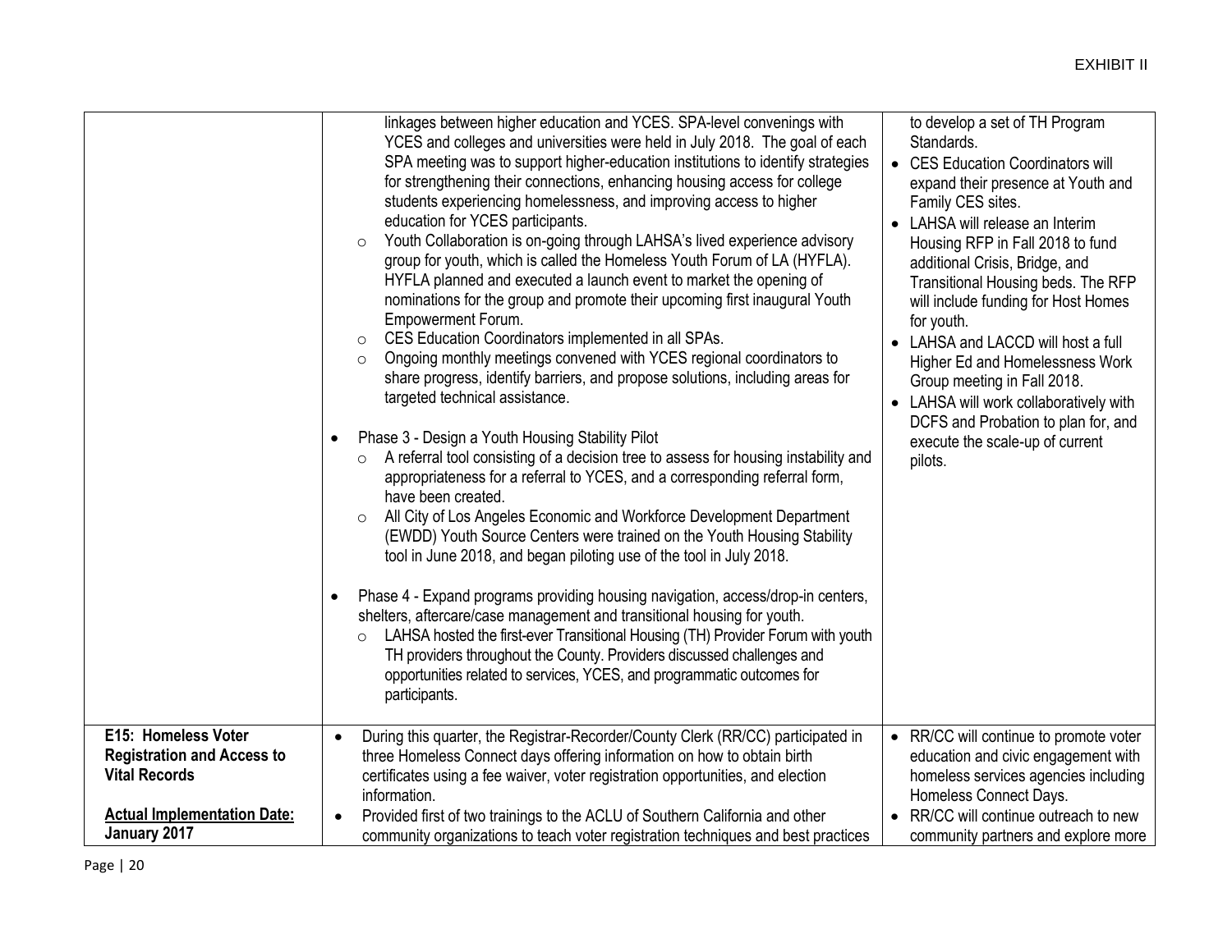EXHIBIT II

| | | |
|---|---|---|
| | linkages between higher education and YCES. SPA-level convenings with YCES and colleges and universities were held in July 2018. The goal of each SPA meeting was to support higher-education institutions to identify strategies for strengthening their connections, enhancing housing access for college students experiencing homelessness, and improving access to higher education for YCES participants.<br>○ Youth Collaboration is on-going through LAHSA's lived experience advisory group for youth, which is called the Homeless Youth Forum of LA (HYFLA). HYFLA planned and executed a launch event to market the opening of nominations for the group and promote their upcoming first inaugural Youth Empowerment Forum.<br>○ CES Education Coordinators implemented in all SPAs.<br>○ Ongoing monthly meetings convened with YCES regional coordinators to share progress, identify barriers, and propose solutions, including areas for targeted technical assistance.<br><br>• Phase 3 - Design a Youth Housing Stability Pilot<br>○ A referral tool consisting of a decision tree to assess for housing instability and appropriateness for a referral to YCES, and a corresponding referral form, have been created.<br>○ All City of Los Angeles Economic and Workforce Development Department (EWDD) Youth Source Centers were trained on the Youth Housing Stability tool in June 2018, and began piloting use of the tool in July 2018.<br><br>• Phase 4 - Expand programs providing housing navigation, access/drop-in centers, shelters, aftercare/case management and transitional housing for youth.<br>○ LAHSA hosted the first-ever Transitional Housing (TH) Provider Forum with youth TH providers throughout the County. Providers discussed challenges and opportunities related to services, YCES, and programmatic outcomes for participants. | to develop a set of TH Program Standards.<br>• CES Education Coordinators will expand their presence at Youth and Family CES sites.<br>• LAHSA will release an Interim Housing RFP in Fall 2018 to fund additional Crisis, Bridge, and Transitional Housing beds. The RFP will include funding for Host Homes for youth.<br>• LAHSA and LACCD will host a full Higher Ed and Homelessness Work Group meeting in Fall 2018.<br>• LAHSA will work collaboratively with DCFS and Probation to plan for, and execute the scale-up of current pilots. |
| **E15: Homeless Voter Registration and Access to Vital Records**<br><br>**<u>Actual Implementation Date:</u> January 2017** | • During this quarter, the Registrar-Recorder/County Clerk (RR/CC) participated in three Homeless Connect days offering information on how to obtain birth certificates using a fee waiver, voter registration opportunities, and election information.<br>• Provided first of two trainings to the ACLU of Southern California and other community organizations to teach voter registration techniques and best practices | • RR/CC will continue to promote voter education and civic engagement with homeless services agencies including Homeless Connect Days.<br>• RR/CC will continue outreach to new community partners and explore more |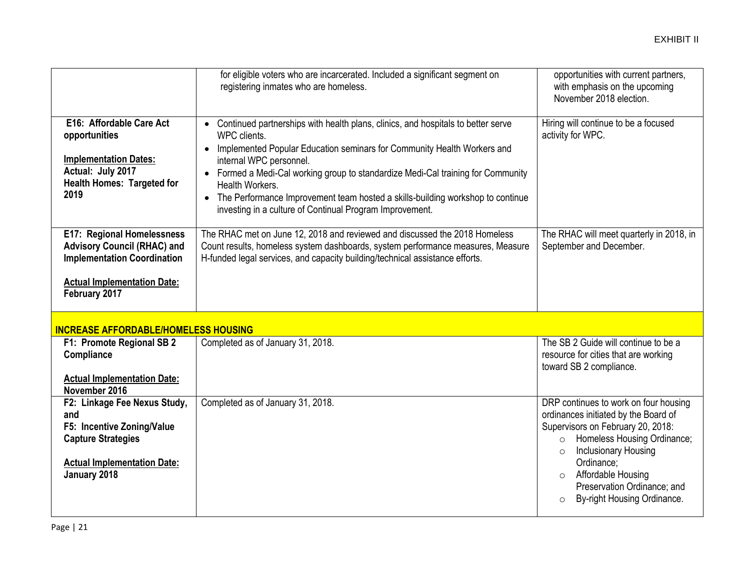| | | |
|---|---|---|
| | for eligible voters who are incarcerated. Included a significant segment on registering inmates who are homeless. | opportunities with current partners, with emphasis on the upcoming November 2018 election. |
| **E16: Affordable Care Act opportunities**<br><br>**Implementation Dates:**<br>**Actual: July 2017**<br>**Health Homes: Targeted for 2019** | • Continued partnerships with health plans, clinics, and hospitals to better serve WPC clients.<br>• Implemented Popular Education seminars for Community Health Workers and internal WPC personnel.<br>• Formed a Medi-Cal working group to standardize Medi-Cal training for Community Health Workers.<br>• The Performance Improvement team hosted a skills-building workshop to continue investing in a culture of Continual Program Improvement. | Hiring will continue to be a focused activity for WPC. |
| **E17: Regional Homelessness Advisory Council (RHAC) and Implementation Coordination**<br><br>**Actual Implementation Date: February 2017** | The RHAC met on June 12, 2018 and reviewed and discussed the 2018 Homeless Count results, homeless system dashboards, system performance measures, Measure H-funded legal services, and capacity building/technical assistance efforts. | The RHAC will meet quarterly in 2018, in September and December. |
| **INCREASE AFFORDABLE/HOMELESS HOUSING** | | |
| **F1: Promote Regional SB 2 Compliance**<br><br>**Actual Implementation Date: November 2016** | Completed as of January 31, 2018. | The SB 2 Guide will continue to be a resource for cities that are working toward SB 2 compliance. |
| **F2: Linkage Fee Nexus Study, and**<br>**F5: Incentive Zoning/Value Capture Strategies**<br><br>**Actual Implementation Date: January 2018** | Completed as of January 31, 2018. | DRP continues to work on four housing ordinances initiated by the Board of Supervisors on February 20, 2018:<br>○ Homeless Housing Ordinance;<br>○ Inclusionary Housing Ordinance;<br>○ Affordable Housing Preservation Ordinance; and<br>○ By-right Housing Ordinance. |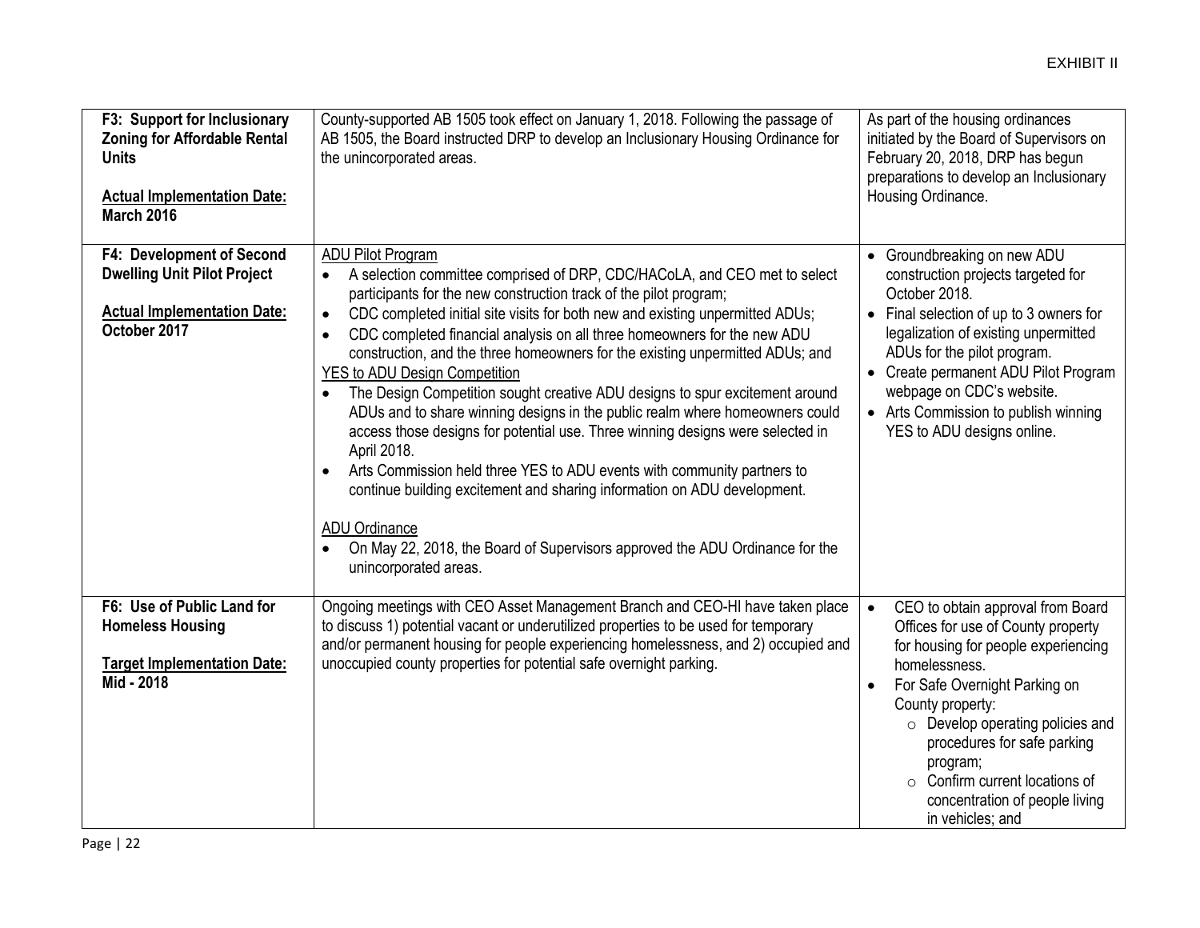| | | |
|---|---|---|
| **F3: Support for Inclusionary Zoning for Affordable Rental Units**<br><br>**Actual Implementation Date: March 2016** | County-supported AB 1505 took effect on January 1, 2018. Following the passage of AB 1505, the Board instructed DRP to develop an Inclusionary Housing Ordinance for the unincorporated areas. | As part of the housing ordinances initiated by the Board of Supervisors on February 20, 2018, DRP has begun preparations to develop an Inclusionary Housing Ordinance. |
| **F4: Development of Second Dwelling Unit Pilot Project**<br><br>**Actual Implementation Date: October 2017** | ADU Pilot Program<br>• A selection committee comprised of DRP, CDC/HACoLA, and CEO met to select participants for the new construction track of the pilot program;<br>• CDC completed initial site visits for both new and existing unpermitted ADUs;<br>• CDC completed financial analysis on all three homeowners for the new ADU construction, and the three homeowners for the existing unpermitted ADUs; and<br>YES to ADU Design Competition<br>• The Design Competition sought creative ADU designs to spur excitement around ADUs and to share winning designs in the public realm where homeowners could access those designs for potential use. Three winning designs were selected in April 2018.<br>• Arts Commission held three YES to ADU events with community partners to continue building excitement and sharing information on ADU development.<br><br>ADU Ordinance<br>• On May 22, 2018, the Board of Supervisors approved the ADU Ordinance for the unincorporated areas. | • Groundbreaking on new ADU construction projects targeted for October 2018.<br>• Final selection of up to 3 owners for legalization of existing unpermitted ADUs for the pilot program.<br>• Create permanent ADU Pilot Program webpage on CDC's website.<br>• Arts Commission to publish winning YES to ADU designs online. |
| **F6: Use of Public Land for Homeless Housing**<br><br>**Target Implementation Date: Mid - 2018** | Ongoing meetings with CEO Asset Management Branch and CEO-HI have taken place to discuss 1) potential vacant or underutilized properties to be used for temporary and/or permanent housing for people experiencing homelessness, and 2) occupied and unoccupied county properties for potential safe overnight parking. | • CEO to obtain approval from Board Offices for use of County property for housing for people experiencing homelessness.<br>• For Safe Overnight Parking on County property:<br>&nbsp;&nbsp;○ Develop operating policies and procedures for safe parking program;<br>&nbsp;&nbsp;○ Confirm current locations of concentration of people living in vehicles; and |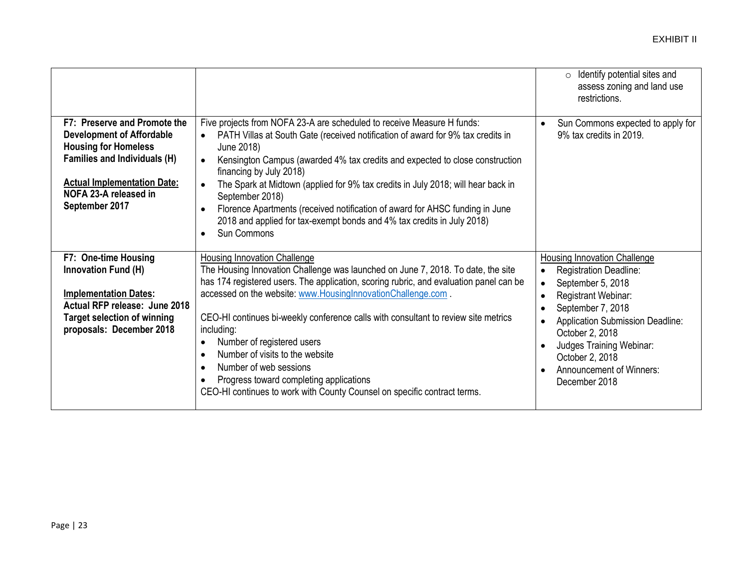| | | |
|---|---|---|
| | | ○ Identify potential sites and assess zoning and land use restrictions. |
| **F7: Preserve and Promote the Development of Affordable Housing for Homeless Families and Individuals (H)**<br><br>**<u>Actual Implementation Date:</u> NOFA 23-A released in September 2017** | Five projects from NOFA 23-A are scheduled to receive Measure H funds:<br>• PATH Villas at South Gate (received notification of award for 9% tax credits in June 2018)<br>• Kensington Campus (awarded 4% tax credits and expected to close construction financing by July 2018)<br>• The Spark at Midtown (applied for 9% tax credits in July 2018; will hear back in September 2018)<br>• Florence Apartments (received notification of award for AHSC funding in June 2018 and applied for tax-exempt bonds and 4% tax credits in July 2018)<br>• Sun Commons | • Sun Commons expected to apply for 9% tax credits in 2019. |
| **F7: One-time Housing Innovation Fund (H)**<br><br>**<u>Implementation Dates</u>:**<br>**Actual RFP release: June 2018**<br>**Target selection of winning proposals: December 2018** | <u>Housing Innovation Challenge</u><br>The Housing Innovation Challenge was launched on June 7, 2018. To date, the site has 174 registered users. The application, scoring rubric, and evaluation panel can be accessed on the website: www.HousingInnovationChallenge.com .<br><br>CEO-HI continues bi-weekly conference calls with consultant to review site metrics including:<br>• Number of registered users<br>• Number of visits to the website<br>• Number of web sessions<br>• Progress toward completing applications<br>CEO-HI continues to work with County Counsel on specific contract terms. | <u>Housing Innovation Challenge</u><br>• Registration Deadline:<br>• September 5, 2018<br>• Registrant Webinar:<br>• September 7, 2018<br>• Application Submission Deadline: October 2, 2018<br>• Judges Training Webinar: October 2, 2018<br>• Announcement of Winners: December 2018 |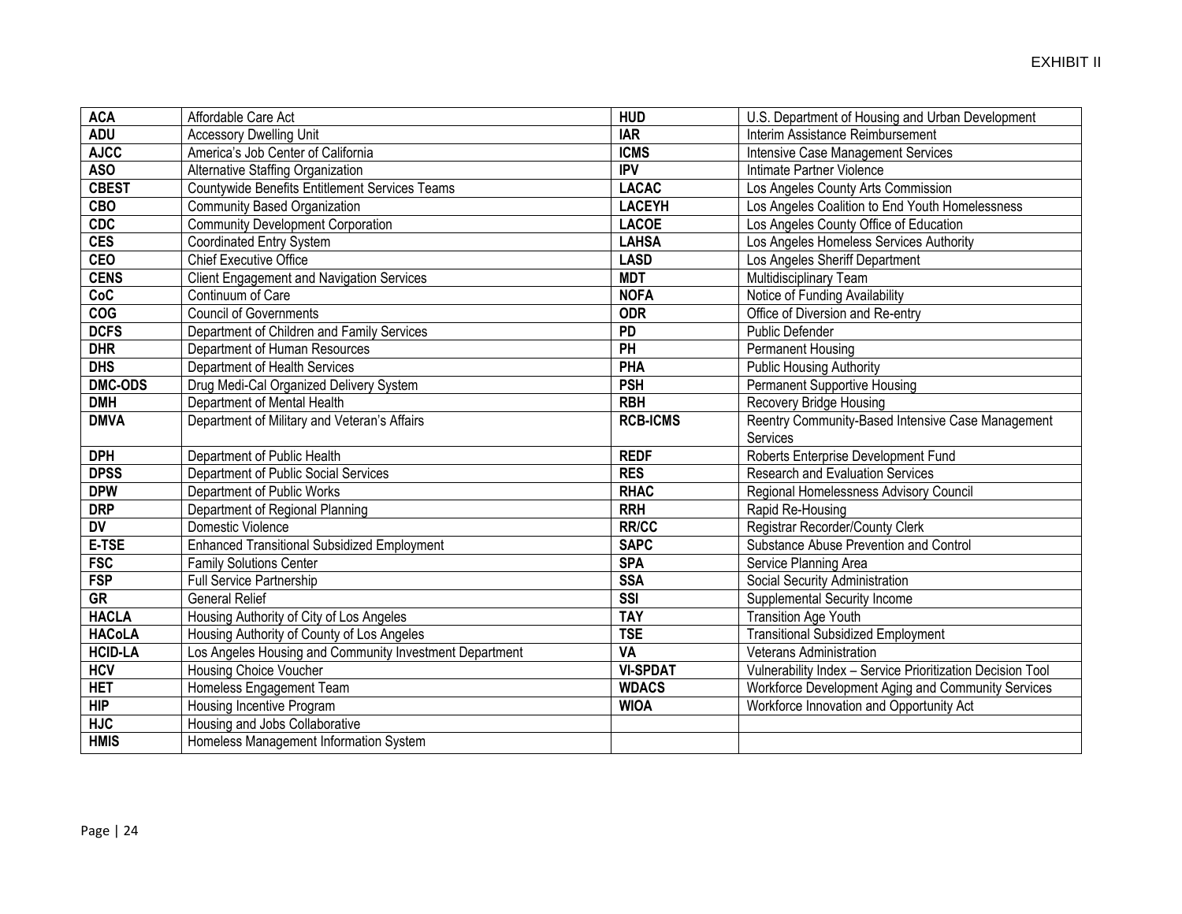EXHIBIT II

| | | | |
|---|---|---|---|
| **ACA** | Affordable Care Act | **HUD** | U.S. Department of Housing and Urban Development |
| **ADU** | Accessory Dwelling Unit | **IAR** | Interim Assistance Reimbursement |
| **AJCC** | America's Job Center of California | **ICMS** | Intensive Case Management Services |
| **ASO** | Alternative Staffing Organization | **IPV** | Intimate Partner Violence |
| **CBEST** | Countywide Benefits Entitlement Services Teams | **LACAC** | Los Angeles County Arts Commission |
| **CBO** | Community Based Organization | **LACEYH** | Los Angeles Coalition to End Youth Homelessness |
| **CDC** | Community Development Corporation | **LACOE** | Los Angeles County Office of Education |
| **CES** | Coordinated Entry System | **LAHSA** | Los Angeles Homeless Services Authority |
| **CEO** | Chief Executive Office | **LASD** | Los Angeles Sheriff Department |
| **CENS** | Client Engagement and Navigation Services | **MDT** | Multidisciplinary Team |
| **CoC** | Continuum of Care | **NOFA** | Notice of Funding Availability |
| **COG** | Council of Governments | **ODR** | Office of Diversion and Re-entry |
| **DCFS** | Department of Children and Family Services | **PD** | Public Defender |
| **DHR** | Department of Human Resources | **PH** | Permanent Housing |
| **DHS** | Department of Health Services | **PHA** | Public Housing Authority |
| **DMC-ODS** | Drug Medi-Cal Organized Delivery System | **PSH** | Permanent Supportive Housing |
| **DMH** | Department of Mental Health | **RBH** | Recovery Bridge Housing |
| **DMVA** | Department of Military and Veteran's Affairs | **RCB-ICMS** | Reentry Community-Based Intensive Case Management Services |
| **DPH** | Department of Public Health | **REDF** | Roberts Enterprise Development Fund |
| **DPSS** | Department of Public Social Services | **RES** | Research and Evaluation Services |
| **DPW** | Department of Public Works | **RHAC** | Regional Homelessness Advisory Council |
| **DRP** | Department of Regional Planning | **RRH** | Rapid Re-Housing |
| **DV** | Domestic Violence | **RR/CC** | Registrar Recorder/County Clerk |
| **E-TSE** | Enhanced Transitional Subsidized Employment | **SAPC** | Substance Abuse Prevention and Control |
| **FSC** | Family Solutions Center | **SPA** | Service Planning Area |
| **FSP** | Full Service Partnership | **SSA** | Social Security Administration |
| **GR** | General Relief | **SSI** | Supplemental Security Income |
| **HACLA** | Housing Authority of City of Los Angeles | **TAY** | Transition Age Youth |
| **HACoLA** | Housing Authority of County of Los Angeles | **TSE** | Transitional Subsidized Employment |
| **HCID-LA** | Los Angeles Housing and Community Investment Department | **VA** | Veterans Administration |
| **HCV** | Housing Choice Voucher | **VI-SPDAT** | Vulnerability Index – Service Prioritization Decision Tool |
| **HET** | Homeless Engagement Team | **WDACS** | Workforce Development Aging and Community Services |
| **HIP** | Housing Incentive Program | **WIOA** | Workforce Innovation and Opportunity Act |
| **HJC** | Housing and Jobs Collaborative | | |
| **HMIS** | Homeless Management Information System | | |